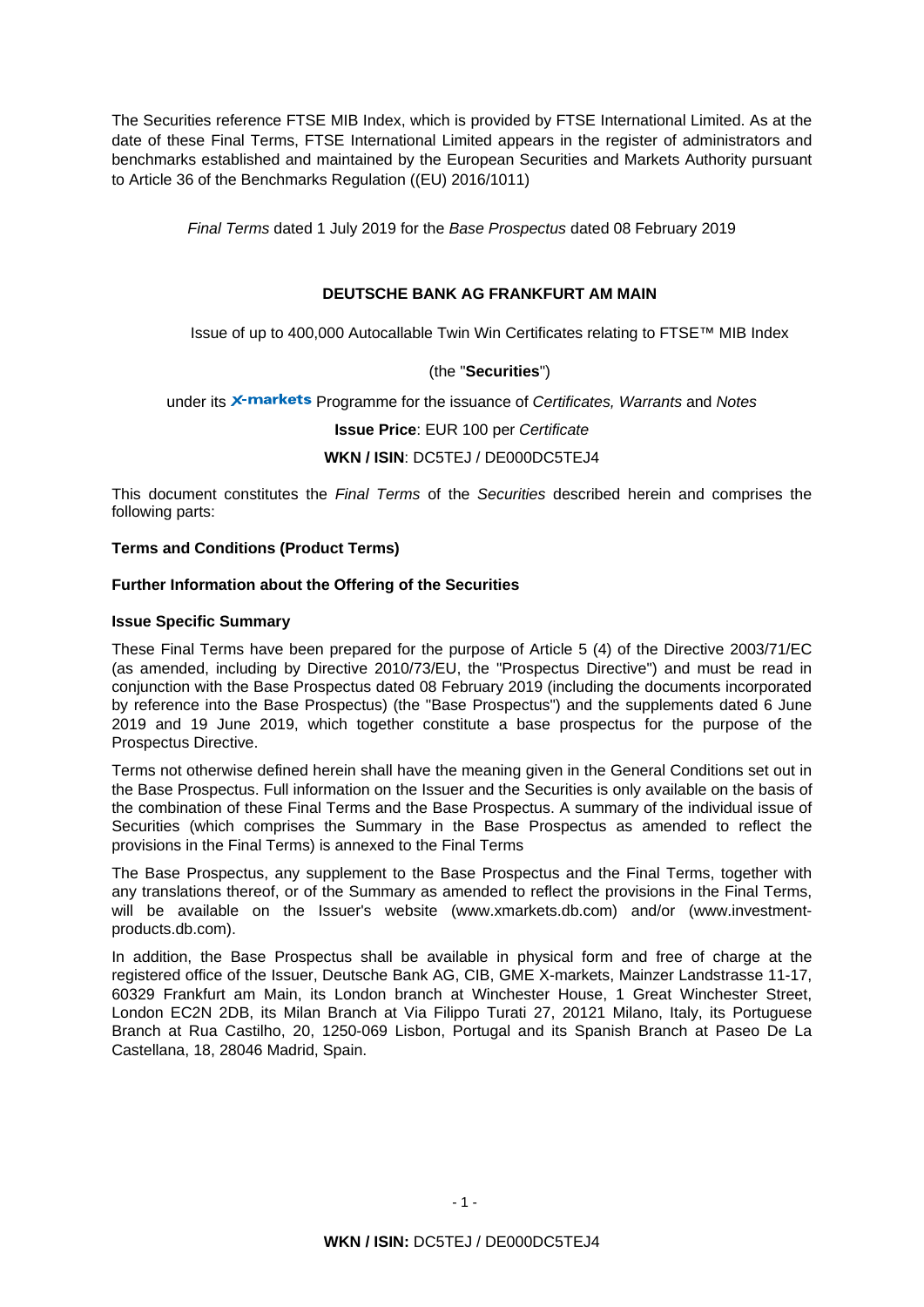The Securities reference FTSE MIB Index, which is provided by FTSE International Limited. As at the date of these Final Terms, FTSE International Limited appears in the register of administrators and benchmarks established and maintained by the European Securities and Markets Authority pursuant to Article 36 of the Benchmarks Regulation ((EU) 2016/1011)

*Final Terms* dated 1 July 2019 for the *Base Prospectus* dated 08 February 2019

**DEUTSCHE BANK AG FRANKFURT AM MAIN**

Issue of up to 400,000 Autocallable Twin Win Certificates relating to FTSE™ MIB Index

(the "**Securities**")

under its X-markets Programme for the issuance of *Certificates, Warrants* and *Notes*

**Issue Price**: EUR 100 per *Certificate*

**WKN / ISIN**: DC5TEJ / DE000DC5TEJ4

This document constitutes the *Final Terms* of the *Securities* described herein and comprises the following parts:

**Terms and Conditions (Product Terms)**

**Further Information about the Offering of the Securities**

**Issue Specific Summary**

These Final Terms have been prepared for the purpose of Article 5 (4) of the Directive 2003/71/EC (as amended, including by Directive 2010/73/EU, the "Prospectus Directive") and must be read in conjunction with the Base Prospectus dated 08 February 2019 (including the documents incorporated by reference into the Base Prospectus) (the "Base Prospectus") and the supplements dated 6 June 2019 and 19 June 2019, which together constitute a base prospectus for the purpose of the Prospectus Directive.

Terms not otherwise defined herein shall have the meaning given in the General Conditions set out in the Base Prospectus. Full information on the Issuer and the Securities is only available on the basis of the combination of these Final Terms and the Base Prospectus. A summary of the individual issue of Securities (which comprises the Summary in the Base Prospectus as amended to reflect the provisions in the Final Terms) is annexed to the Final Terms

The Base Prospectus, any supplement to the Base Prospectus and the Final Terms, together with any translations thereof, or of the Summary as amended to reflect the provisions in the Final Terms, will be available on the Issuer's website (www.xmarkets.db.com) and/or (www.investment-products.db.com).

In addition, the Base Prospectus shall be available in physical form and free of charge at the registered office of the Issuer, Deutsche Bank AG, CIB, GME X-markets, Mainzer Landstrasse 11-17, 60329 Frankfurt am Main, its London branch at Winchester House, 1 Great Winchester Street, London EC2N 2DB, its Milan Branch at Via Filippo Turati 27, 20121 Milano, Italy, its Portuguese Branch at Rua Castilho, 20, 1250-069 Lisbon, Portugal and its Spanish Branch at Paseo De La Castellana, 18, 28046 Madrid, Spain.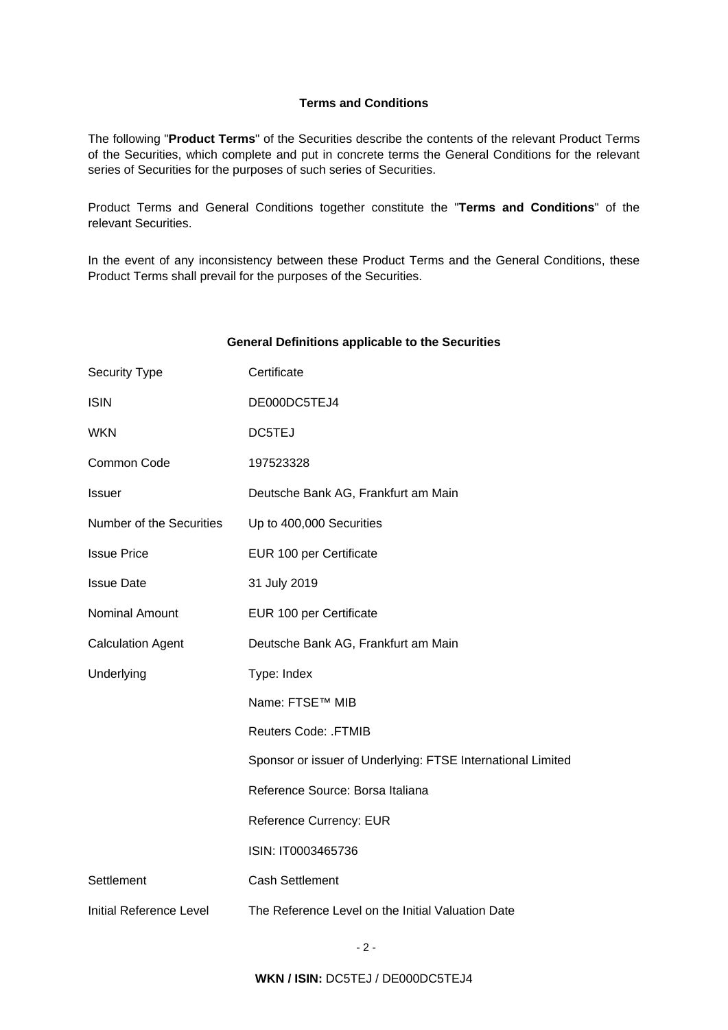## Terms and Conditions

The following "**Product Terms**" of the Securities describe the contents of the relevant Product Terms of the Securities, which complete and put in concrete terms the General Conditions for the relevant series of Securities for the purposes of such series of Securities.

Product Terms and General Conditions together constitute the "**Terms and Conditions**" of the relevant Securities.

In the event of any inconsistency between these Product Terms and the General Conditions, these Product Terms shall prevail for the purposes of the Securities.

### General Definitions applicable to the Securities

| | |
|---|---|
| Security Type | Certificate |
| ISIN | DE000DC5TEJ4 |
| WKN | DC5TEJ |
| Common Code | 197523328 |
| Issuer | Deutsche Bank AG, Frankfurt am Main |
| Number of the Securities | Up to 400,000 Securities |
| Issue Price | EUR 100 per Certificate |
| Issue Date | 31 July 2019 |
| Nominal Amount | EUR 100 per Certificate |
| Calculation Agent | Deutsche Bank AG, Frankfurt am Main |
| Underlying | Type: Index |
| | Name: FTSE™ MIB |
| | Reuters Code: .FTMIB |
| | Sponsor or issuer of Underlying: FTSE International Limited |
| | Reference Source: Borsa Italiana |
| | Reference Currency: EUR |
| | ISIN: IT0003465736 |
| Settlement | Cash Settlement |
| Initial Reference Level | The Reference Level on the Initial Valuation Date |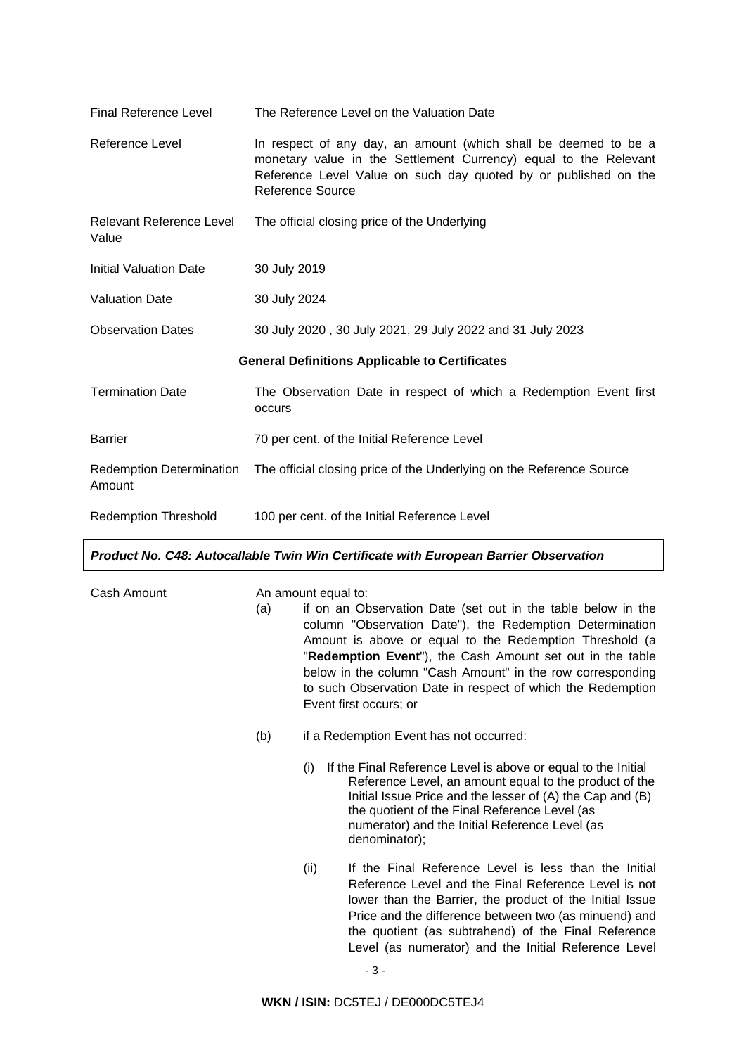| | |
|---|---|
| Final Reference Level | The Reference Level on the Valuation Date |
| Reference Level | In respect of any day, an amount (which shall be deemed to be a monetary value in the Settlement Currency) equal to the Relevant Reference Level Value on such day quoted by or published on the Reference Source |
| Relevant Reference Level Value | The official closing price of the Underlying |
| Initial Valuation Date | 30 July 2019 |
| Valuation Date | 30 July 2024 |
| Observation Dates | 30 July 2020 , 30 July 2021, 29 July 2022 and 31 July 2023 |

**General Definitions Applicable to Certificates**

| | |
|---|---|
| Termination Date | The Observation Date in respect of which a Redemption Event first occurs |
| Barrier | 70 per cent. of the Initial Reference Level |
| Redemption Determination Amount | The official closing price of the Underlying on the Reference Source |
| Redemption Threshold | 100 per cent. of the Initial Reference Level |

***Product No. C48: Autocallable Twin Win Certificate with European Barrier Observation***

Cash Amount

An amount equal to:

(a) if on an Observation Date (set out in the table below in the column "Observation Date"), the Redemption Determination Amount is above or equal to the Redemption Threshold (a "**Redemption Event**"), the Cash Amount set out in the table below in the column "Cash Amount" in the row corresponding to such Observation Date in respect of which the Redemption Event first occurs; or

(b) if a Redemption Event has not occurred:

(i) If the Final Reference Level is above or equal to the Initial Reference Level, an amount equal to the product of the Initial Issue Price and the lesser of (A) the Cap and (B) the quotient of the Final Reference Level (as numerator) and the Initial Reference Level (as denominator);

(ii) If the Final Reference Level is less than the Initial Reference Level and the Final Reference Level is not lower than the Barrier, the product of the Initial Issue Price and the difference between two (as minuend) and the quotient (as subtrahend) of the Final Reference Level (as numerator) and the Initial Reference Level

**WKN / ISIN:** DC5TEJ / DE000DC5TEJ4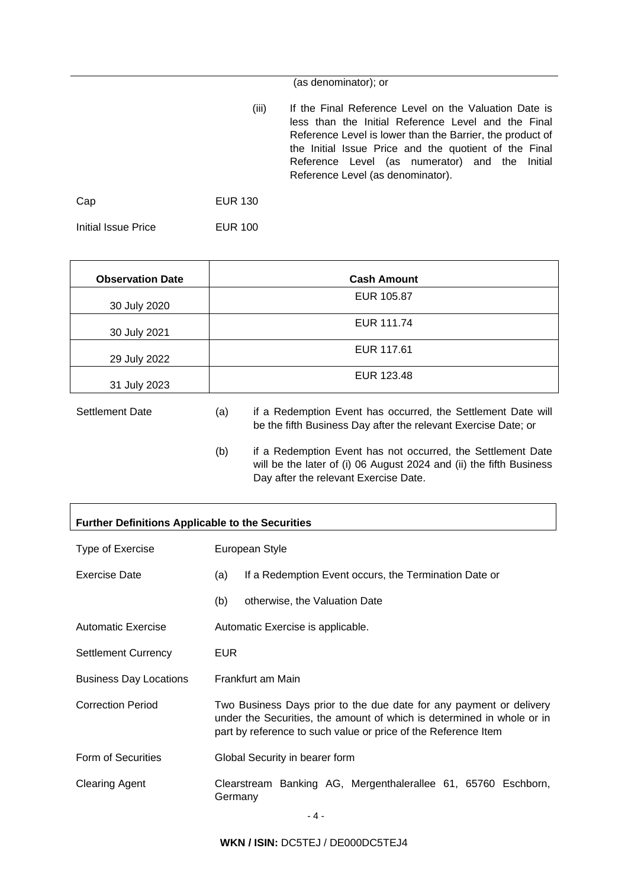(as denominator); or

(iii) If the Final Reference Level on the Valuation Date is less than the Initial Reference Level and the Final Reference Level is lower than the Barrier, the product of the Initial Issue Price and the quotient of the Final Reference Level (as numerator) and the Initial Reference Level (as denominator).

| | |
|---|---|
| Cap | EUR 130 |
| Initial Issue Price | EUR 100 |

| Observation Date | Cash Amount |
|---|---|
| 30 July 2020 | EUR 105.87 |
| 30 July 2021 | EUR 111.74 |
| 29 July 2022 | EUR 117.61 |
| 31 July 2023 | EUR 123.48 |

Settlement Date

(a) if a Redemption Event has occurred, the Settlement Date will be the fifth Business Day after the relevant Exercise Date; or

(b) if a Redemption Event has not occurred, the Settlement Date will be the later of (i) 06 August 2024 and (ii) the fifth Business Day after the relevant Exercise Date.

**Further Definitions Applicable to the Securities**

| | |
|---|---|
| Type of Exercise | European Style |
| Exercise Date | (a) If a Redemption Event occurs, the Termination Date or<br>(b) otherwise, the Valuation Date |
| Automatic Exercise | Automatic Exercise is applicable. |
| Settlement Currency | EUR |
| Business Day Locations | Frankfurt am Main |
| Correction Period | Two Business Days prior to the due date for any payment or delivery under the Securities, the amount of which is determined in whole or in part by reference to such value or price of the Reference Item |
| Form of Securities | Global Security in bearer form |
| Clearing Agent | Clearstream Banking AG, Mergenthalerallee 61, 65760 Eschborn, Germany |

**WKN / ISIN:** DC5TEJ / DE000DC5TEJ4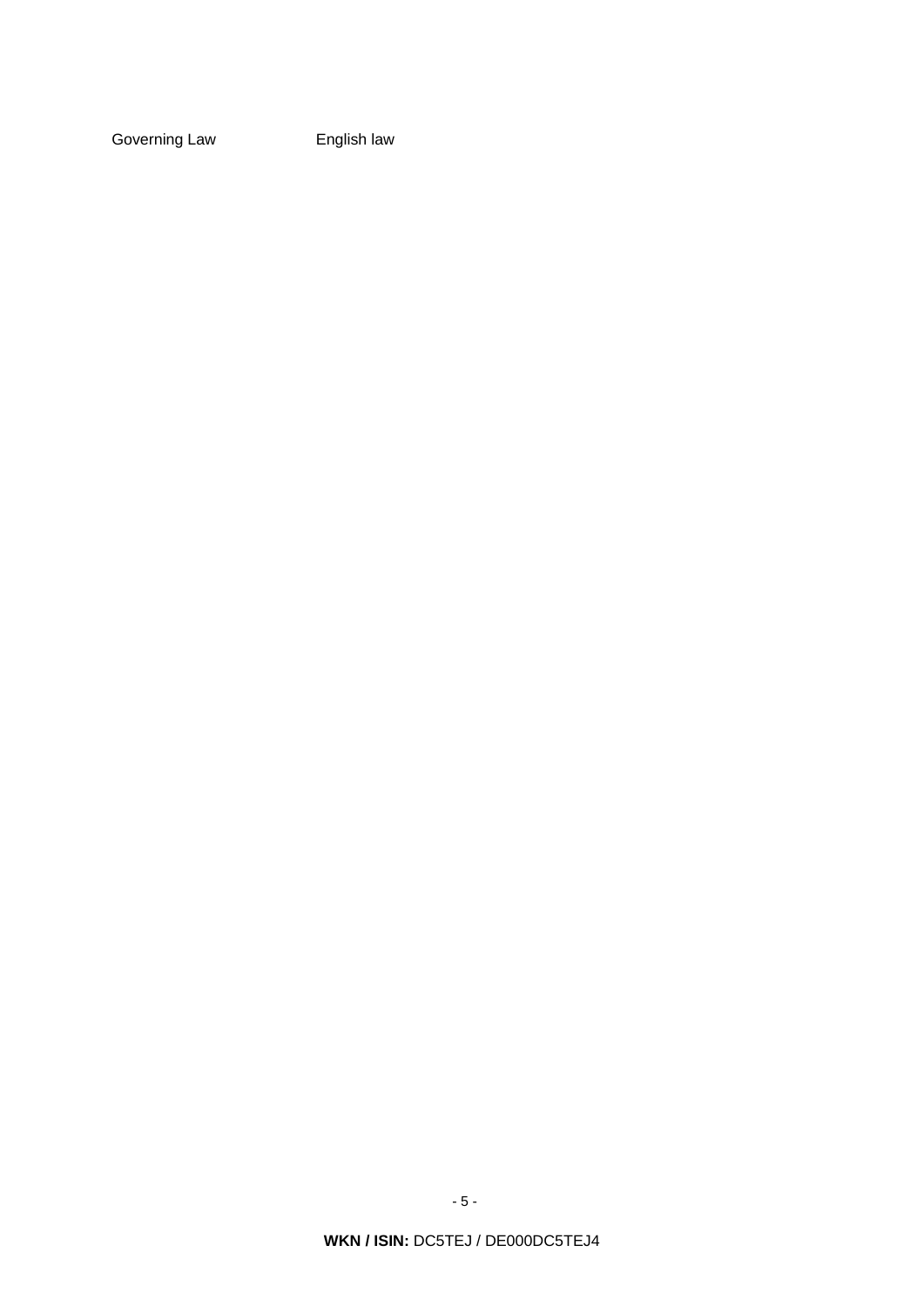| | |
|---|---|
| Governing Law | English law |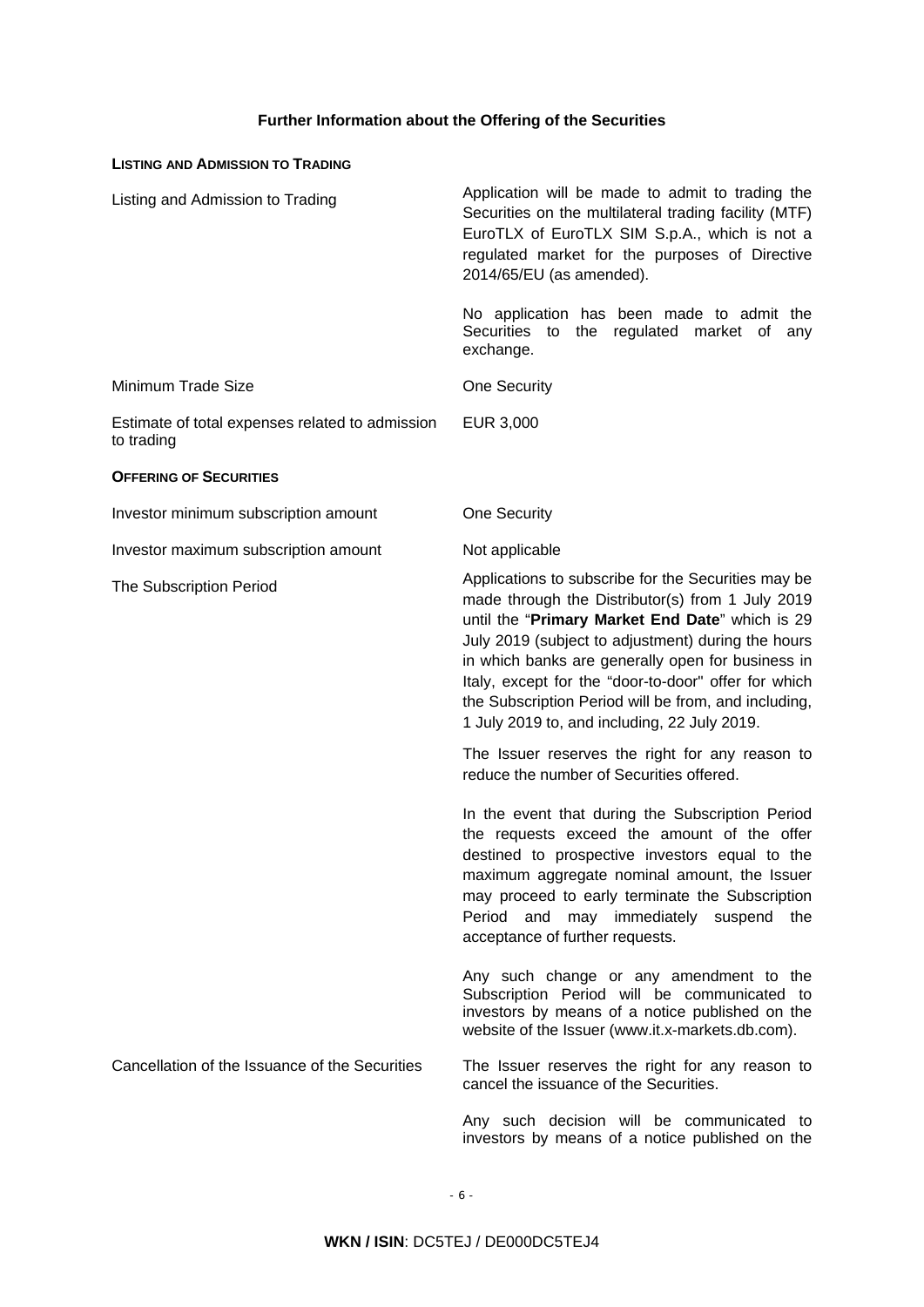## Further Information about the Offering of the Securities

**LISTING AND ADMISSION TO TRADING**

| | |
|---|---|
| Listing and Admission to Trading | Application will be made to admit to trading the Securities on the multilateral trading facility (MTF) EuroTLX of EuroTLX SIM S.p.A., which is not a regulated market for the purposes of Directive 2014/65/EU (as amended).<br><br>No application has been made to admit the Securities to the regulated market of any exchange. |
| Minimum Trade Size | One Security |
| Estimate of total expenses related to admission to trading | EUR 3,000 |

**OFFERING OF SECURITIES**

| | |
|---|---|
| Investor minimum subscription amount | One Security |
| Investor maximum subscription amount | Not applicable |
| The Subscription Period | Applications to subscribe for the Securities may be made through the Distributor(s) from 1 July 2019 until the "**Primary Market End Date**" which is 29 July 2019 (subject to adjustment) during the hours in which banks are generally open for business in Italy, except for the "door-to-door" offer for which the Subscription Period will be from, and including, 1 July 2019 to, and including, 22 July 2019.<br><br>The Issuer reserves the right for any reason to reduce the number of Securities offered.<br><br>In the event that during the Subscription Period the requests exceed the amount of the offer destined to prospective investors equal to the maximum aggregate nominal amount, the Issuer may proceed to early terminate the Subscription Period and may immediately suspend the acceptance of further requests.<br><br>Any such change or any amendment to the Subscription Period will be communicated to investors by means of a notice published on the website of the Issuer (www.it.x-markets.db.com). |
| Cancellation of the Issuance of the Securities | The Issuer reserves the right for any reason to cancel the issuance of the Securities.<br><br>Any such decision will be communicated to investors by means of a notice published on the |

**WKN / ISIN**: DC5TEJ / DE000DC5TEJ4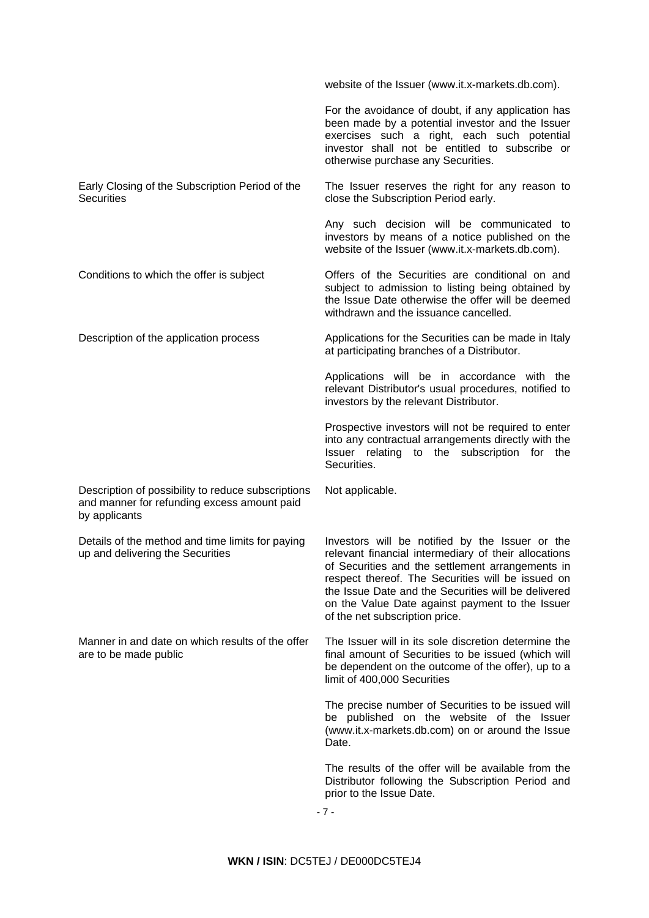| | |
|---|---|
| | website of the Issuer (www.it.x-markets.db.com).<br><br>For the avoidance of doubt, if any application has been made by a potential investor and the Issuer exercises such a right, each such potential investor shall not be entitled to subscribe or otherwise purchase any Securities. |
| Early Closing of the Subscription Period of the Securities | The Issuer reserves the right for any reason to close the Subscription Period early.<br><br>Any such decision will be communicated to investors by means of a notice published on the website of the Issuer (www.it.x-markets.db.com). |
| Conditions to which the offer is subject | Offers of the Securities are conditional on and subject to admission to listing being obtained by the Issue Date otherwise the offer will be deemed withdrawn and the issuance cancelled. |
| Description of the application process | Applications for the Securities can be made in Italy at participating branches of a Distributor.<br><br>Applications will be in accordance with the relevant Distributor's usual procedures, notified to investors by the relevant Distributor.<br><br>Prospective investors will not be required to enter into any contractual arrangements directly with the Issuer relating to the subscription for the Securities. |
| Description of possibility to reduce subscriptions and manner for refunding excess amount paid by applicants | Not applicable. |
| Details of the method and time limits for paying up and delivering the Securities | Investors will be notified by the Issuer or the relevant financial intermediary of their allocations of Securities and the settlement arrangements in respect thereof. The Securities will be issued on the Issue Date and the Securities will be delivered on the Value Date against payment to the Issuer of the net subscription price. |
| Manner in and date on which results of the offer are to be made public | The Issuer will in its sole discretion determine the final amount of Securities to be issued (which will be dependent on the outcome of the offer), up to a limit of 400,000 Securities<br><br>The precise number of Securities to be issued will be published on the website of the Issuer (www.it.x-markets.db.com) on or around the Issue Date.<br><br>The results of the offer will be available from the Distributor following the Subscription Period and prior to the Issue Date. |

**WKN / ISIN**: DC5TEJ / DE000DC5TEJ4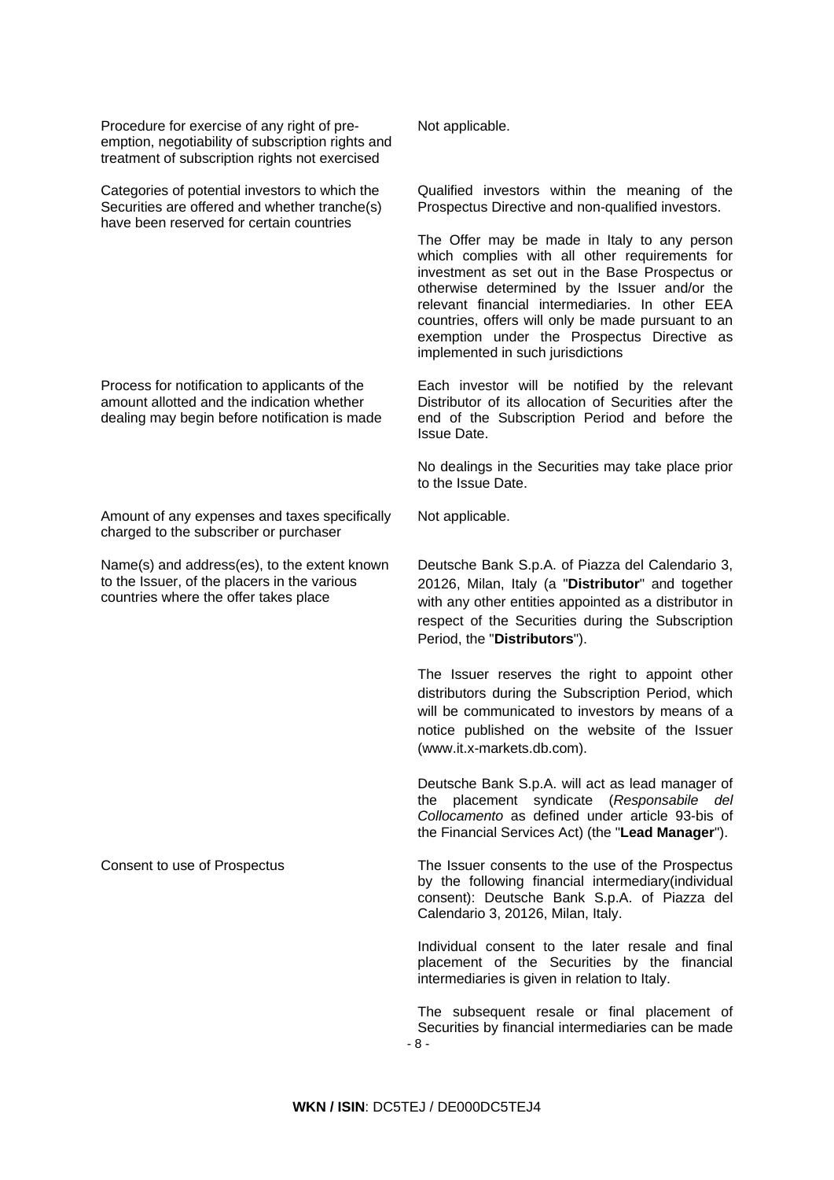| | |
|---|---|
| Procedure for exercise of any right of pre-emption, negotiability of subscription rights and treatment of subscription rights not exercised | Not applicable. |
| Categories of potential investors to which the Securities are offered and whether tranche(s) have been reserved for certain countries | Qualified investors within the meaning of the Prospectus Directive and non-qualified investors.<br><br>The Offer may be made in Italy to any person which complies with all other requirements for investment as set out in the Base Prospectus or otherwise determined by the Issuer and/or the relevant financial intermediaries. In other EEA countries, offers will only be made pursuant to an exemption under the Prospectus Directive as implemented in such jurisdictions |
| Process for notification to applicants of the amount allotted and the indication whether dealing may begin before notification is made | Each investor will be notified by the relevant Distributor of its allocation of Securities after the end of the Subscription Period and before the Issue Date.<br><br>No dealings in the Securities may take place prior to the Issue Date. |
| Amount of any expenses and taxes specifically charged to the subscriber or purchaser | Not applicable. |
| Name(s) and address(es), to the extent known to the Issuer, of the placers in the various countries where the offer takes place | Deutsche Bank S.p.A. of Piazza del Calendario 3, 20126, Milan, Italy (a "**Distributor**" and together with any other entities appointed as a distributor in respect of the Securities during the Subscription Period, the "**Distributors**").<br><br>The Issuer reserves the right to appoint other distributors during the Subscription Period, which will be communicated to investors by means of a notice published on the website of the Issuer (www.it.x-markets.db.com).<br><br>Deutsche Bank S.p.A. will act as lead manager of the placement syndicate (*Responsabile del Collocamento* as defined under article 93-bis of the Financial Services Act) (the "**Lead Manager**"). |
| Consent to use of Prospectus | The Issuer consents to the use of the Prospectus by the following financial intermediary(individual consent): Deutsche Bank S.p.A. of Piazza del Calendario 3, 20126, Milan, Italy.<br><br>Individual consent to the later resale and final placement of the Securities by the financial intermediaries is given in relation to Italy.<br><br>The subsequent resale or final placement of Securities by financial intermediaries can be made |

**WKN / ISIN**: DC5TEJ / DE000DC5TEJ4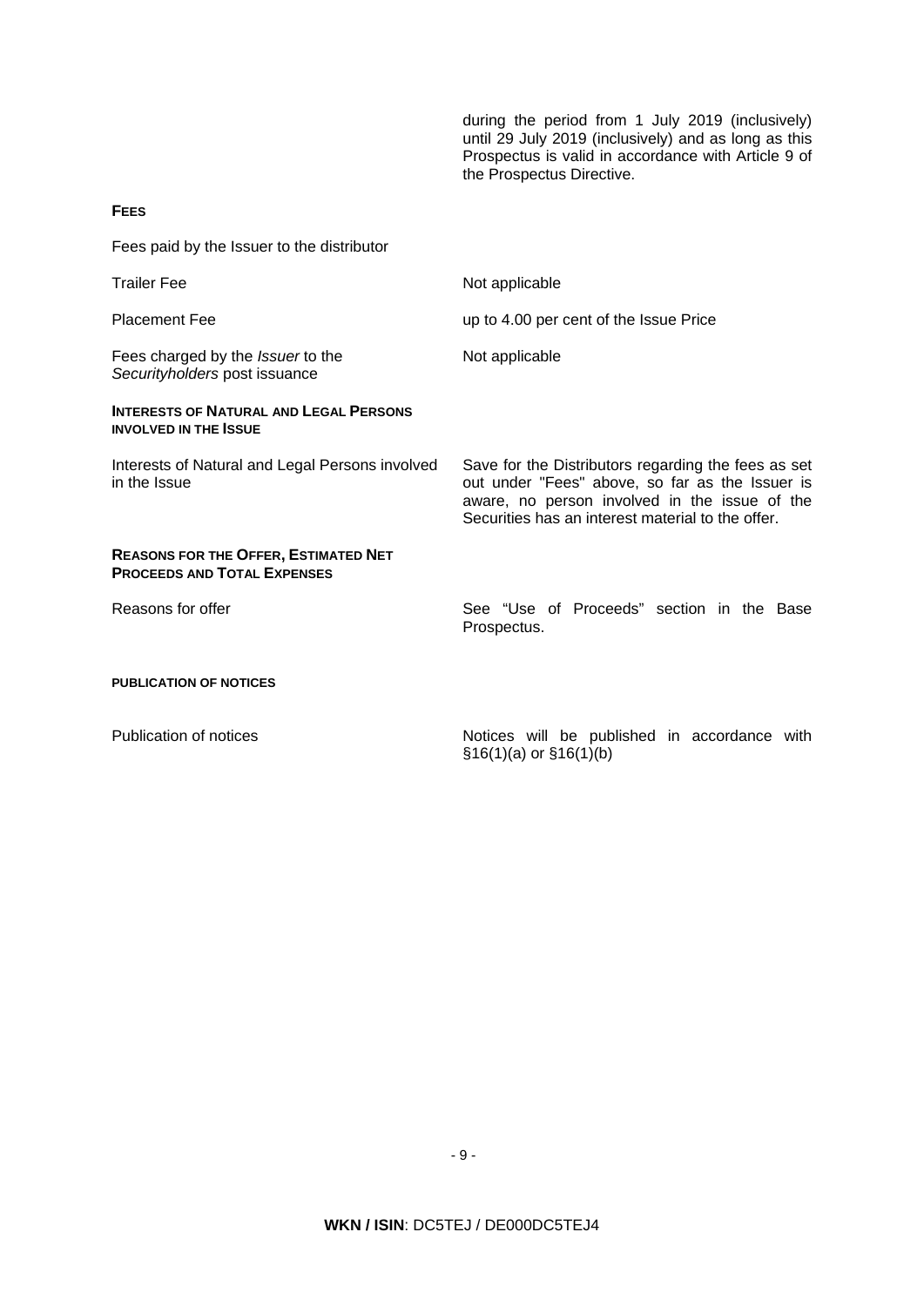| | |
|---|---|
| | during the period from 1 July 2019 (inclusively) until 29 July 2019 (inclusively) and as long as this Prospectus is valid in accordance with Article 9 of the Prospectus Directive. |

**FEES**

| | |
|---|---|
| Fees paid by the Issuer to the distributor | |
| Trailer Fee | Not applicable |
| Placement Fee | up to 4.00 per cent of the Issue Price |
| Fees charged by the *Issuer* to the *Securityholders* post issuance | Not applicable |

**INTERESTS OF NATURAL AND LEGAL PERSONS INVOLVED IN THE ISSUE**

| | |
|---|---|
| Interests of Natural and Legal Persons involved in the Issue | Save for the Distributors regarding the fees as set out under "Fees" above, so far as the Issuer is aware, no person involved in the issue of the Securities has an interest material to the offer. |

**REASONS FOR THE OFFER, ESTIMATED NET PROCEEDS AND TOTAL EXPENSES**

| | |
|---|---|
| Reasons for offer | See "Use of Proceeds" section in the Base Prospectus. |

**PUBLICATION OF NOTICES**

| | |
|---|---|
| Publication of notices | Notices will be published in accordance with §16(1)(a) or §16(1)(b) |

**WKN / ISIN**: DC5TEJ / DE000DC5TEJ4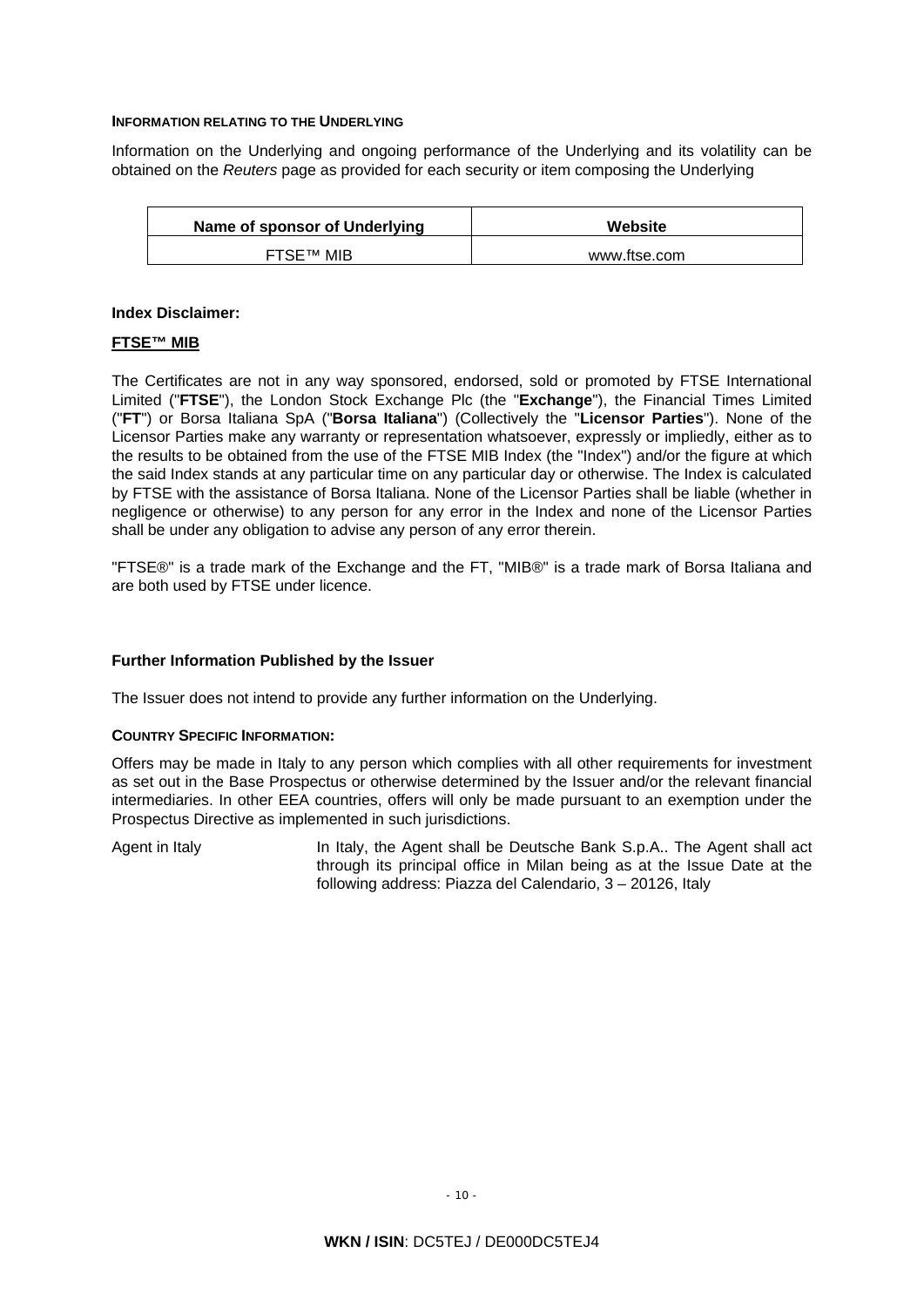**INFORMATION RELATING TO THE UNDERLYING**

Information on the Underlying and ongoing performance of the Underlying and its volatility can be obtained on the *Reuters* page as provided for each security or item composing the Underlying

| Name of sponsor of Underlying | Website |
|---|---|
| FTSE™ MIB | www.ftse.com |

**Index Disclaimer:**

**FTSE™ MIB**

The Certificates are not in any way sponsored, endorsed, sold or promoted by FTSE International Limited ("**FTSE**"), the London Stock Exchange Plc (the "**Exchange**"), the Financial Times Limited ("**FT**") or Borsa Italiana SpA ("**Borsa Italiana**") (Collectively the "**Licensor Parties**"). None of the Licensor Parties make any warranty or representation whatsoever, expressly or impliedly, either as to the results to be obtained from the use of the FTSE MIB Index (the "Index") and/or the figure at which the said Index stands at any particular time on any particular day or otherwise. The Index is calculated by FTSE with the assistance of Borsa Italiana. None of the Licensor Parties shall be liable (whether in negligence or otherwise) to any person for any error in the Index and none of the Licensor Parties shall be under any obligation to advise any person of any error therein.

"FTSE®" is a trade mark of the Exchange and the FT, "MIB®" is a trade mark of Borsa Italiana and are both used by FTSE under licence.

**Further Information Published by the Issuer**

The Issuer does not intend to provide any further information on the Underlying.

**COUNTRY SPECIFIC INFORMATION:**

Offers may be made in Italy to any person which complies with all other requirements for investment as set out in the Base Prospectus or otherwise determined by the Issuer and/or the relevant financial intermediaries. In other EEA countries, offers will only be made pursuant to an exemption under the Prospectus Directive as implemented in such jurisdictions.

Agent in Italy — In Italy, the Agent shall be Deutsche Bank S.p.A.. The Agent shall act through its principal office in Milan being as at the Issue Date at the following address: Piazza del Calendario, 3 – 20126, Italy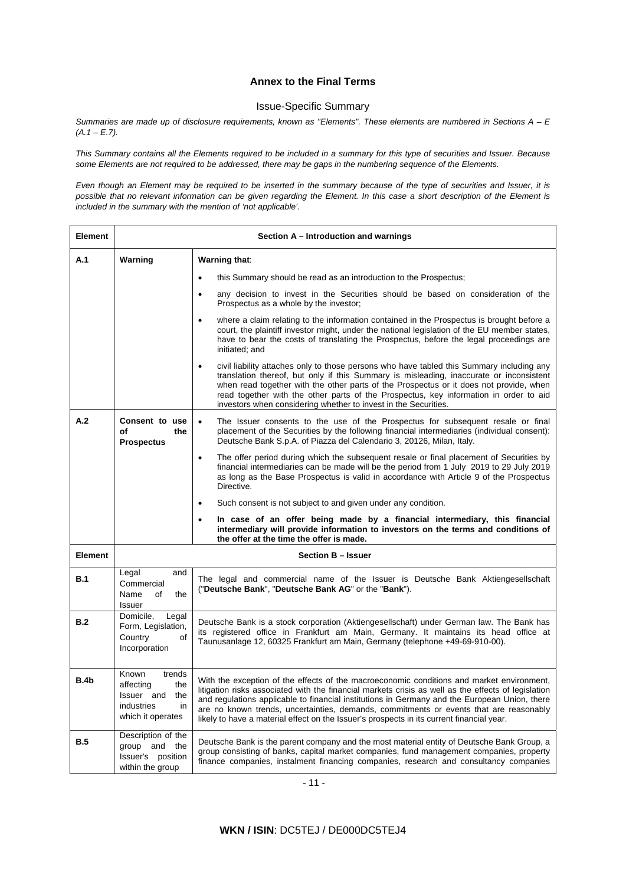## Annex to the Final Terms

### Issue-Specific Summary

*Summaries are made up of disclosure requirements, known as "Elements". These elements are numbered in Sections A – E (A.1 – E.7).*

*This Summary contains all the Elements required to be included in a summary for this type of securities and Issuer. Because some Elements are not required to be addressed, there may be gaps in the numbering sequence of the Elements.*

*Even though an Element may be required to be inserted in the summary because of the type of securities and Issuer, it is possible that no relevant information can be given regarding the Element. In this case a short description of the Element is included in the summary with the mention of 'not applicable'.*

| Element | Section A – Introduction and warnings | |
|---|---|---|
| **A.1** | **Warning** | **Warning that**:<br>• this Summary should be read as an introduction to the Prospectus;<br>• any decision to invest in the Securities should be based on consideration of the Prospectus as a whole by the investor;<br>• where a claim relating to the information contained in the Prospectus is brought before a court, the plaintiff investor might, under the national legislation of the EU member states, have to bear the costs of translating the Prospectus, before the legal proceedings are initiated; and<br>• civil liability attaches only to those persons who have tabled this Summary including any translation thereof, but only if this Summary is misleading, inaccurate or inconsistent when read together with the other parts of the Prospectus or it does not provide, when read together with the other parts of the Prospectus, key information in order to aid investors when considering whether to invest in the Securities. |
| **A.2** | **Consent to use of the Prospectus** | • The Issuer consents to the use of the Prospectus for subsequent resale or final placement of the Securities by the following financial intermediaries (individual consent): Deutsche Bank S.p.A. of Piazza del Calendario 3, 20126, Milan, Italy.<br>• The offer period during which the subsequent resale or final placement of Securities by financial intermediaries can be made will be the period from 1 July 2019 to 29 July 2019 as long as the Base Prospectus is valid in accordance with Article 9 of the Prospectus Directive.<br>• Such consent is not subject to and given under any condition.<br>• **In case of an offer being made by a financial intermediary, this financial intermediary will provide information to investors on the terms and conditions of the offer at the time the offer is made.** |
| **Element** | **Section B – Issuer** | |
| **B.1** | Legal and Commercial Name of the Issuer | The legal and commercial name of the Issuer is Deutsche Bank Aktiengesellschaft ("**Deutsche Bank**", "**Deutsche Bank AG**" or the "**Bank**"). |
| **B.2** | Domicile, Legal Form, Legislation, Country of Incorporation | Deutsche Bank is a stock corporation (Aktiengesellschaft) under German law. The Bank has its registered office in Frankfurt am Main, Germany. It maintains its head office at Taunusanlage 12, 60325 Frankfurt am Main, Germany (telephone +49-69-910-00). |
| **B.4b** | Known trends affecting the Issuer and the industries in which it operates | With the exception of the effects of the macroeconomic conditions and market environment, litigation risks associated with the financial markets crisis as well as the effects of legislation and regulations applicable to financial institutions in Germany and the European Union, there are no known trends, uncertainties, demands, commitments or events that are reasonably likely to have a material effect on the Issuer's prospects in its current financial year. |
| **B.5** | Description of the group and the Issuer's position within the group | Deutsche Bank is the parent company and the most material entity of Deutsche Bank Group, a group consisting of banks, capital market companies, fund management companies, property finance companies, instalment financing companies, research and consultancy companies |

**WKN / ISIN**: DC5TEJ / DE000DC5TEJ4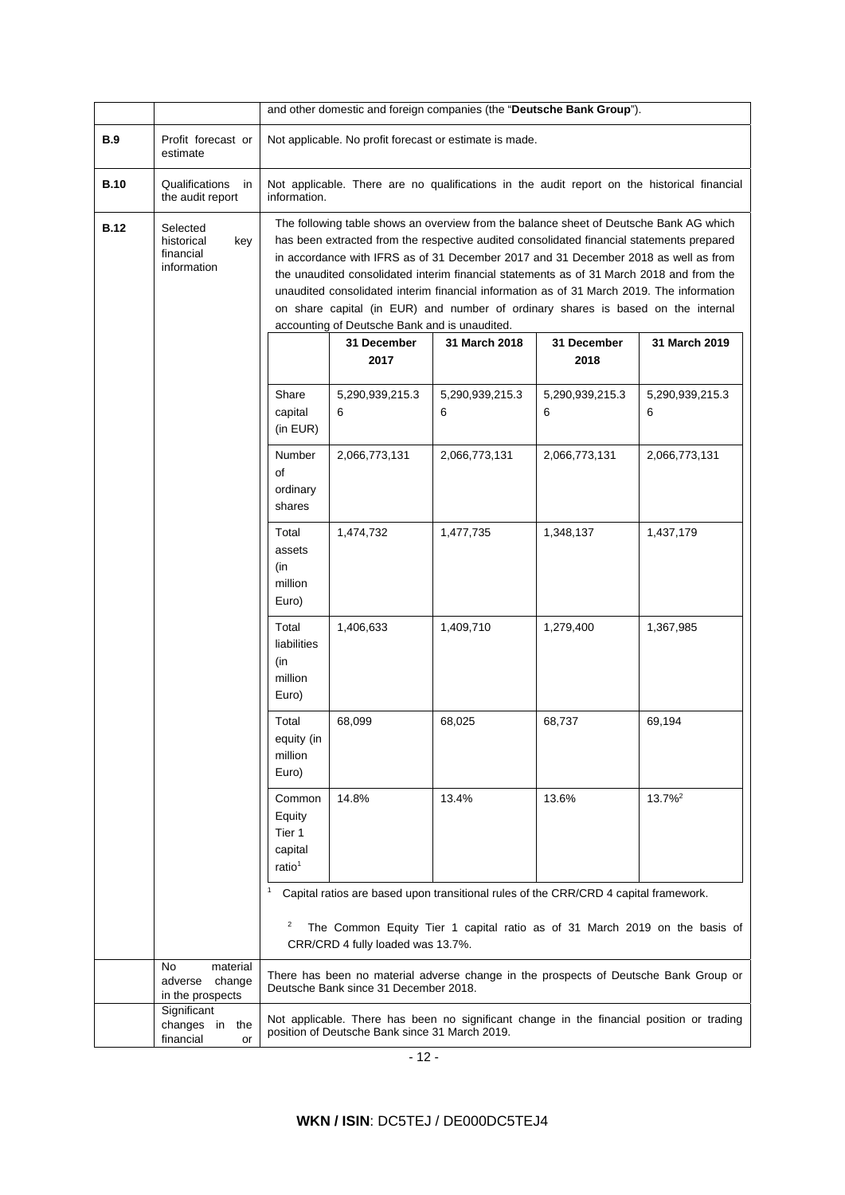| | | and other domestic and foreign companies (the "**Deutsche Bank Group**"). |
|---|---|---|
| **B.9** | Profit forecast or estimate | Not applicable. No profit forecast or estimate is made. |
| **B.10** | Qualifications in the audit report | Not applicable. There are no qualifications in the audit report on the historical financial information. |
| **B.12** | Selected historical key financial information | The following table shows an overview from the balance sheet of Deutsche Bank AG which has been extracted from the respective audited consolidated financial statements prepared in accordance with IFRS as of 31 December 2017 and 31 December 2018 as well as from the unaudited consolidated interim financial statements as of 31 March 2018 and from the unaudited consolidated interim financial information as of 31 March 2019. The information on share capital (in EUR) and number of ordinary shares is based on the internal accounting of Deutsche Bank and is unaudited. |

| | 31 December 2017 | 31 March 2018 | 31 December 2018 | 31 March 2019 |
|---|---|---|---|---|
| Share capital (in EUR) | 5,290,939,215.36 | 5,290,939,215.36 | 5,290,939,215.36 | 5,290,939,215.36 |
| Number of ordinary shares | 2,066,773,131 | 2,066,773,131 | 2,066,773,131 | 2,066,773,131 |
| Total assets (in million Euro) | 1,474,732 | 1,477,735 | 1,348,137 | 1,437,179 |
| Total liabilities (in million Euro) | 1,406,633 | 1,409,710 | 1,279,400 | 1,367,985 |
| Total equity (in million Euro) | 68,099 | 68,025 | 68,737 | 69,194 |
| Common Equity Tier 1 capital ratio[1] | 14.8% | 13.4% | 13.6% | 13.7%[2] |

[1] Capital ratios are based upon transitional rules of the CRR/CRD 4 capital framework.

[2] The Common Equity Tier 1 capital ratio as of 31 March 2019 on the basis of CRR/CRD 4 fully loaded was 13.7%.

| | | |
|---|---|---|
| | No material adverse change in the prospects | There has been no material adverse change in the prospects of Deutsche Bank Group or Deutsche Bank since 31 December 2018. |
| | Significant changes in the financial or | Not applicable. There has been no significant change in the financial position or trading position of Deutsche Bank since 31 March 2019. |

**WKN / ISIN**: DC5TEJ / DE000DC5TEJ4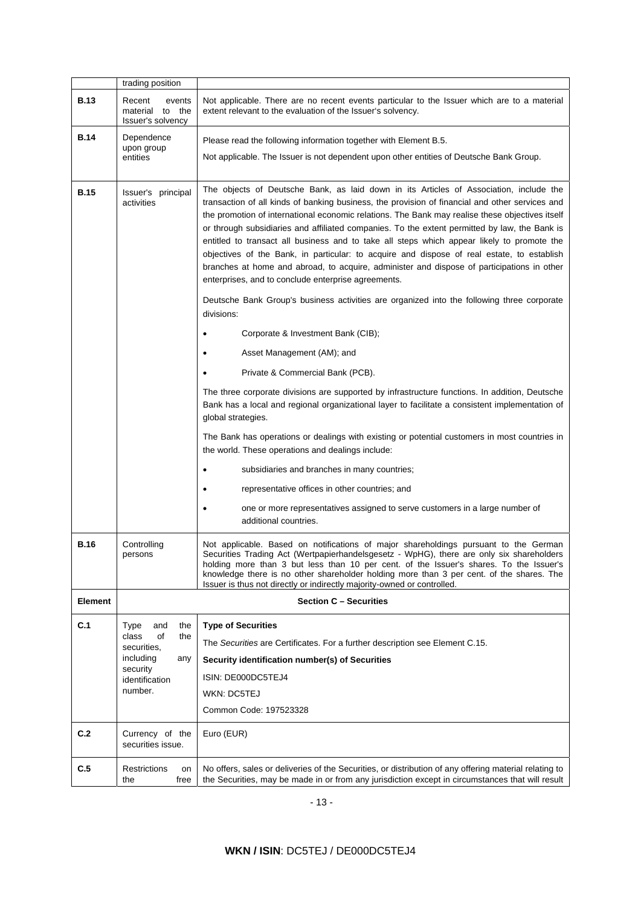| | | |
|---|---|---|
| | trading position | |
| **B.13** | Recent events material to the Issuer's solvency | Not applicable. There are no recent events particular to the Issuer which are to a material extent relevant to the evaluation of the Issuer's solvency. |
| **B.14** | Dependence upon group entities | Please read the following information together with Element B.5.<br><br>Not applicable. The Issuer is not dependent upon other entities of Deutsche Bank Group. |
| **B.15** | Issuer's principal activities | The objects of Deutsche Bank, as laid down in its Articles of Association, include the transaction of all kinds of banking business, the provision of financial and other services and the promotion of international economic relations. The Bank may realise these objectives itself or through subsidiaries and affiliated companies. To the extent permitted by law, the Bank is entitled to transact all business and to take all steps which appear likely to promote the objectives of the Bank, in particular: to acquire and dispose of real estate, to establish branches at home and abroad, to acquire, administer and dispose of participations in other enterprises, and to conclude enterprise agreements.<br><br>Deutsche Bank Group's business activities are organized into the following three corporate divisions:<br><br>• Corporate & Investment Bank (CIB);<br>• Asset Management (AM); and<br>• Private & Commercial Bank (PCB).<br><br>The three corporate divisions are supported by infrastructure functions. In addition, Deutsche Bank has a local and regional organizational layer to facilitate a consistent implementation of global strategies.<br><br>The Bank has operations or dealings with existing or potential customers in most countries in the world. These operations and dealings include:<br><br>• subsidiaries and branches in many countries;<br>• representative offices in other countries; and<br>• one or more representatives assigned to serve customers in a large number of additional countries. |
| **B.16** | Controlling persons | Not applicable. Based on notifications of major shareholdings pursuant to the German Securities Trading Act (Wertpapierhandelsgesetz - WpHG), there are only six shareholders holding more than 3 but less than 10 per cent. of the Issuer's shares. To the Issuer's knowledge there is no other shareholder holding more than 3 per cent. of the shares. The Issuer is thus not directly or indirectly majority-owned or controlled. |
| **Element** | **Section C – Securities** | |
| **C.1** | Type and the class of the securities, including any security identification number. | **Type of Securities**<br><br>The *Securities* are Certificates. For a further description see Element C.15.<br><br>**Security identification number(s) of Securities**<br><br>ISIN: DE000DC5TEJ4<br><br>WKN: DC5TEJ<br><br>Common Code: 197523328 |
| **C.2** | Currency of the securities issue. | Euro (EUR) |
| **C.5** | Restrictions on the free | No offers, sales or deliveries of the Securities, or distribution of any offering material relating to the Securities, may be made in or from any jurisdiction except in circumstances that will result |

**WKN / ISIN**: DC5TEJ / DE000DC5TEJ4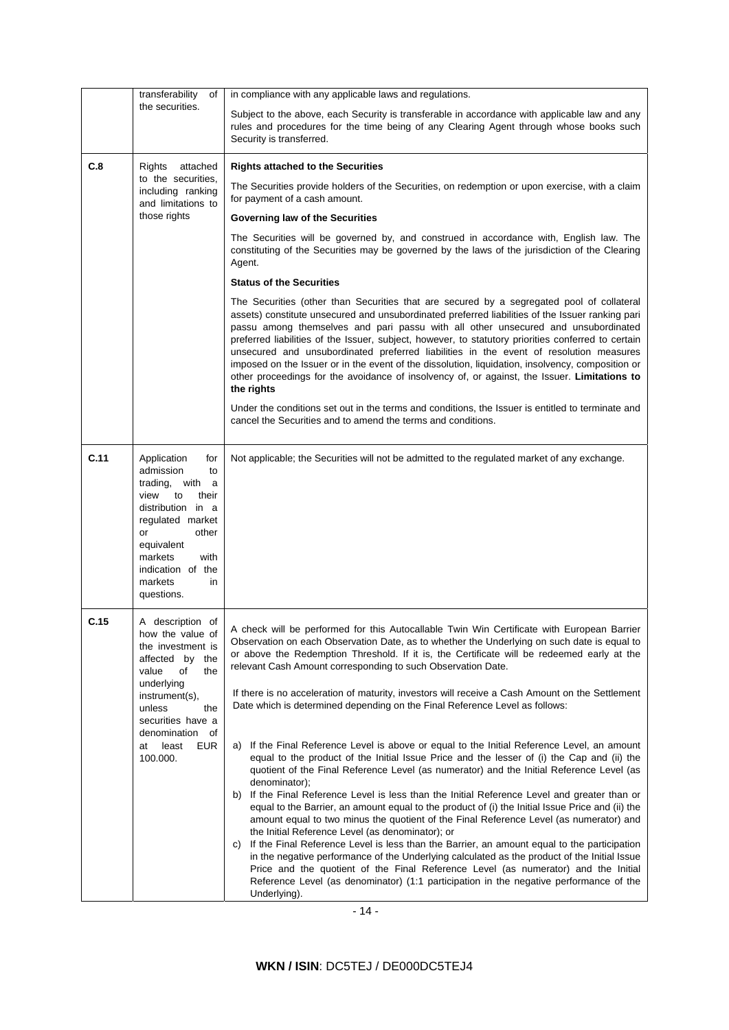| | | |
|---|---|---|
| | transferability of the securities. | in compliance with any applicable laws and regulations.<br><br>Subject to the above, each Security is transferable in accordance with applicable law and any rules and procedures for the time being of any Clearing Agent through whose books such Security is transferred. |
| **C.8** | Rights attached to the securities, including ranking and limitations to those rights | **Rights attached to the Securities**<br><br>The Securities provide holders of the Securities, on redemption or upon exercise, with a claim for payment of a cash amount.<br><br>**Governing law of the Securities**<br><br>The Securities will be governed by, and construed in accordance with, English law. The constituting of the Securities may be governed by the laws of the jurisdiction of the Clearing Agent.<br><br>**Status of the Securities**<br><br>The Securities (other than Securities that are secured by a segregated pool of collateral assets) constitute unsecured and unsubordinated preferred liabilities of the Issuer ranking pari passu among themselves and pari passu with all other unsecured and unsubordinated preferred liabilities of the Issuer, subject, however, to statutory priorities conferred to certain unsecured and unsubordinated preferred liabilities in the event of resolution measures imposed on the Issuer or in the event of the dissolution, liquidation, insolvency, composition or other proceedings for the avoidance of insolvency of, or against, the Issuer. **Limitations to the rights**<br><br>Under the conditions set out in the terms and conditions, the Issuer is entitled to terminate and cancel the Securities and to amend the terms and conditions. |
| **C.11** | Application for admission to trading, with a view to their distribution in a regulated market or other equivalent markets with indication of the markets in questions. | Not applicable; the Securities will not be admitted to the regulated market of any exchange. |
| **C.15** | A description of how the value of the investment is affected by the value of the underlying instrument(s), unless the securities have a denomination of at least EUR 100.000. | A check will be performed for this Autocallable Twin Win Certificate with European Barrier Observation on each Observation Date, as to whether the Underlying on such date is equal to or above the Redemption Threshold. If it is, the Certificate will be redeemed early at the relevant Cash Amount corresponding to such Observation Date.<br><br>If there is no acceleration of maturity, investors will receive a Cash Amount on the Settlement Date which is determined depending on the Final Reference Level as follows:<br><br>a) If the Final Reference Level is above or equal to the Initial Reference Level, an amount equal to the product of the Initial Issue Price and the lesser of (i) the Cap and (ii) the quotient of the Final Reference Level (as numerator) and the Initial Reference Level (as denominator);<br>b) If the Final Reference Level is less than the Initial Reference Level and greater than or equal to the Barrier, an amount equal to the product of (i) the Initial Issue Price and (ii) the amount equal to two minus the quotient of the Final Reference Level (as numerator) and the Initial Reference Level (as denominator); or<br>c) If the Final Reference Level is less than the Barrier, an amount equal to the participation in the negative performance of the Underlying calculated as the product of the Initial Issue Price and the quotient of the Final Reference Level (as numerator) and the Initial Reference Level (as denominator) (1:1 participation in the negative performance of the Underlying). |

**WKN / ISIN**: DC5TEJ / DE000DC5TEJ4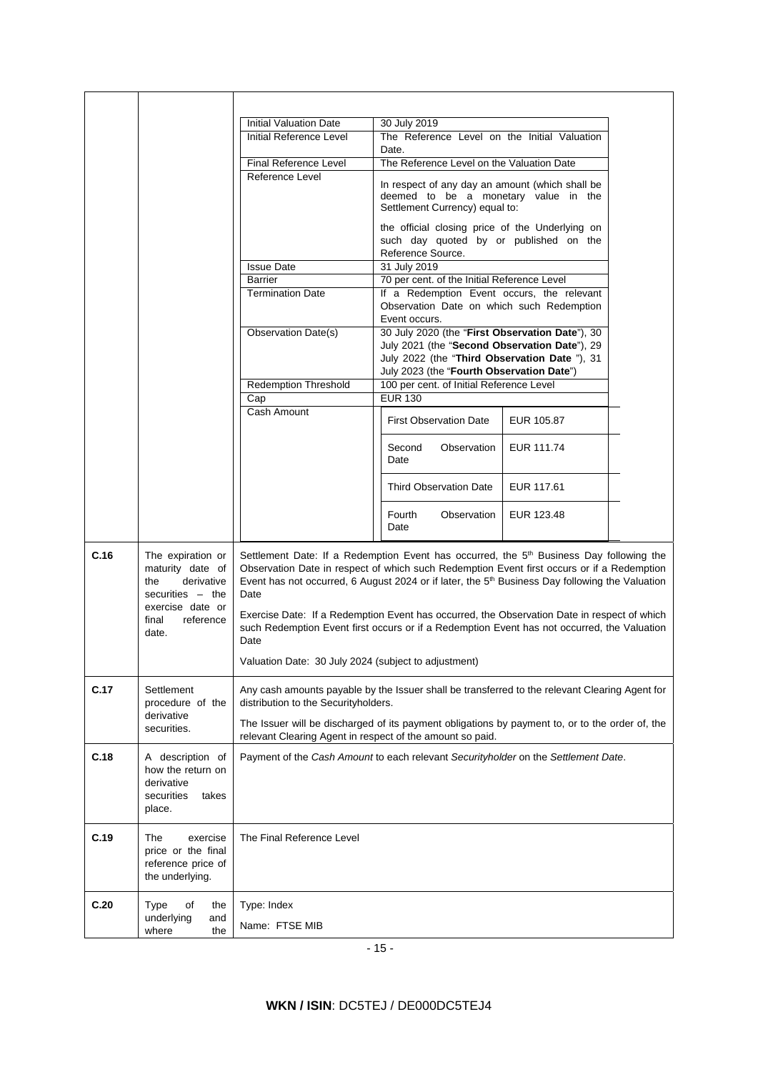| | | | |
|---|---|---|---|
| | | Initial Valuation Date | 30 July 2019 |
| | | Initial Reference Level | The Reference Level on the Initial Valuation Date. |
| | | Final Reference Level | The Reference Level on the Valuation Date |
| | | Reference Level | In respect of any day an amount (which shall be deemed to be a monetary value in the Settlement Currency) equal to:<br><br>the official closing price of the Underlying on such day quoted by or published on the Reference Source. |
| | | Issue Date | 31 July 2019 |
| | | Barrier | 70 per cent. of the Initial Reference Level |
| | | Termination Date | If a Redemption Event occurs, the relevant Observation Date on which such Redemption Event occurs. |
| | | Observation Date(s) | 30 July 2020 (the "**First Observation Date**"), 30 July 2021 (the "**Second Observation Date**"), 29 July 2022 (the "**Third Observation Date** "), 31 July 2023 (the "**Fourth Observation Date**") |
| | | Redemption Threshold | 100 per cent. of Initial Reference Level |
| | | Cap | EUR 130 |
| | | Cash Amount | First Observation Date: EUR 105.87<br>Second Observation Date: EUR 111.74<br>Third Observation Date: EUR 117.61<br>Fourth Observation Date: EUR 123.48 |
| **C.16** | The expiration or maturity date of the derivative securities – the exercise date or final reference date. | Settlement Date: If a Redemption Event has occurred, the 5th Business Day following the Observation Date in respect of which such Redemption Event first occurs or if a Redemption Event has not occurred, 6 August 2024 or if later, the 5th Business Day following the Valuation Date<br><br>Exercise Date: If a Redemption Event has occurred, the Observation Date in respect of which such Redemption Event first occurs or if a Redemption Event has not occurred, the Valuation Date<br><br>Valuation Date: 30 July 2024 (subject to adjustment) | |
| **C.17** | Settlement procedure of the derivative securities. | Any cash amounts payable by the Issuer shall be transferred to the relevant Clearing Agent for distribution to the Securityholders.<br><br>The Issuer will be discharged of its payment obligations by payment to, or to the order of, the relevant Clearing Agent in respect of the amount so paid. | |
| **C.18** | A description of how the return on derivative securities takes place. | Payment of the *Cash Amount* to each relevant *Securityholder* on the *Settlement Date*. | |
| **C.19** | The exercise price or the final reference price of the underlying. | The Final Reference Level | |
| **C.20** | Type of the underlying and where the | Type: Index<br><br>Name: FTSE MIB | |

**WKN / ISIN**: DC5TEJ / DE000DC5TEJ4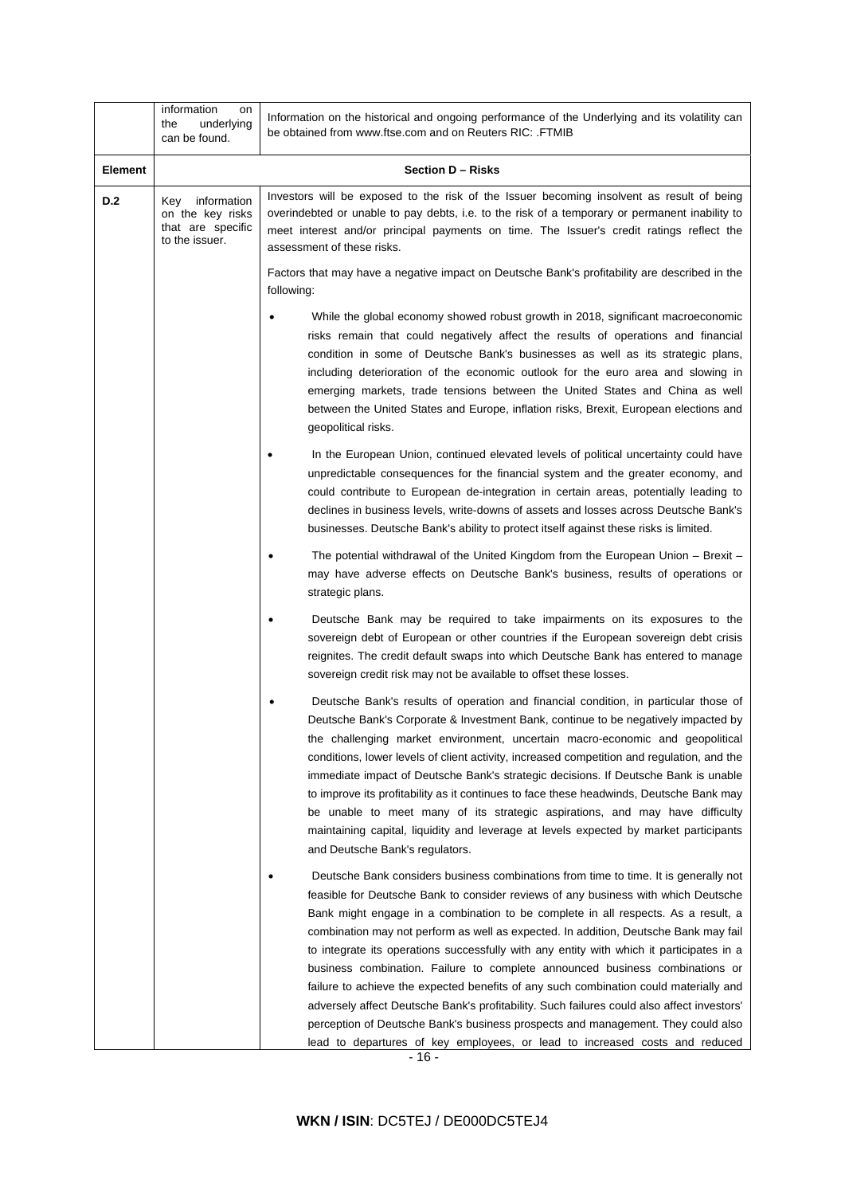| | information on the underlying can be found. | Information on the historical and ongoing performance of the Underlying and its volatility can be obtained from www.ftse.com and on Reuters RIC: .FTMIB |
|---|---|---|
| **Element** | | **Section D – Risks** |
| **D.2** | Key information on the key risks that are specific to the issuer. | Investors will be exposed to the risk of the Issuer becoming insolvent as result of being overindebted or unable to pay debts, i.e. to the risk of a temporary or permanent inability to meet interest and/or principal payments on time. The Issuer's credit ratings reflect the assessment of these risks.<br><br>Factors that may have a negative impact on Deutsche Bank's profitability are described in the following:<br><br>• While the global economy showed robust growth in 2018, significant macroeconomic risks remain that could negatively affect the results of operations and financial condition in some of Deutsche Bank's businesses as well as its strategic plans, including deterioration of the economic outlook for the euro area and slowing in emerging markets, trade tensions between the United States and China as well between the United States and Europe, inflation risks, Brexit, European elections and geopolitical risks.<br><br>• In the European Union, continued elevated levels of political uncertainty could have unpredictable consequences for the financial system and the greater economy, and could contribute to European de-integration in certain areas, potentially leading to declines in business levels, write-downs of assets and losses across Deutsche Bank's businesses. Deutsche Bank's ability to protect itself against these risks is limited.<br><br>• The potential withdrawal of the United Kingdom from the European Union – Brexit – may have adverse effects on Deutsche Bank's business, results of operations or strategic plans.<br><br>• Deutsche Bank may be required to take impairments on its exposures to the sovereign debt of European or other countries if the European sovereign debt crisis reignites. The credit default swaps into which Deutsche Bank has entered to manage sovereign credit risk may not be available to offset these losses.<br><br>• Deutsche Bank's results of operation and financial condition, in particular those of Deutsche Bank's Corporate & Investment Bank, continue to be negatively impacted by the challenging market environment, uncertain macro-economic and geopolitical conditions, lower levels of client activity, increased competition and regulation, and the immediate impact of Deutsche Bank's strategic decisions. If Deutsche Bank is unable to improve its profitability as it continues to face these headwinds, Deutsche Bank may be unable to meet many of its strategic aspirations, and may have difficulty maintaining capital, liquidity and leverage at levels expected by market participants and Deutsche Bank's regulators.<br><br>• Deutsche Bank considers business combinations from time to time. It is generally not feasible for Deutsche Bank to consider reviews of any business with which Deutsche Bank might engage in a combination to be complete in all respects. As a result, a combination may not perform as well as expected. In addition, Deutsche Bank may fail to integrate its operations successfully with any entity with which it participates in a business combination. Failure to complete announced business combinations or failure to achieve the expected benefits of any such combination could materially and adversely affect Deutsche Bank's profitability. Such failures could also affect investors' perception of Deutsche Bank's business prospects and management. They could also lead to departures of key employees, or lead to increased costs and reduced |

**WKN / ISIN**: DC5TEJ / DE000DC5TEJ4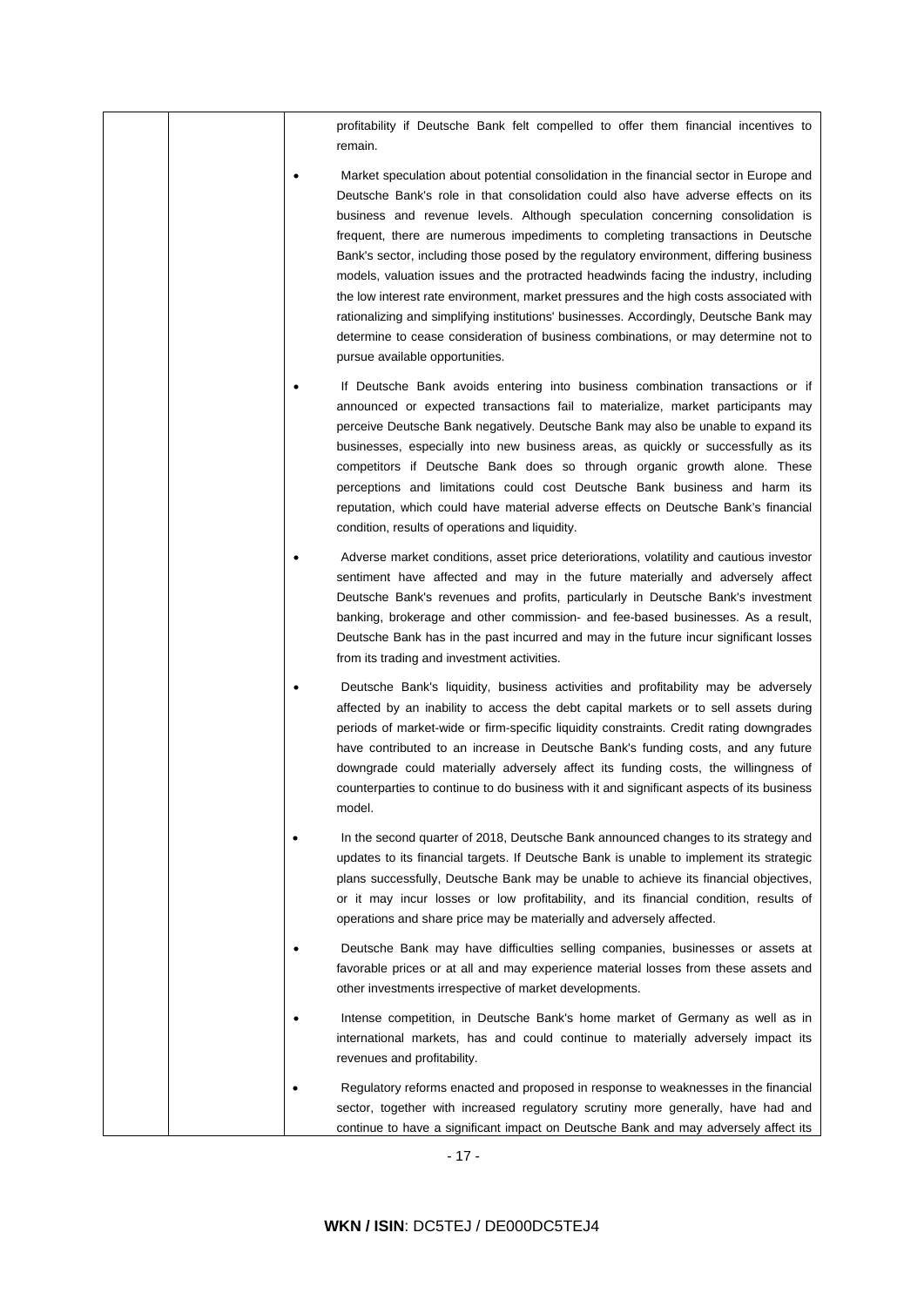profitability if Deutsche Bank felt compelled to offer them financial incentives to remain.

- Market speculation about potential consolidation in the financial sector in Europe and Deutsche Bank's role in that consolidation could also have adverse effects on its business and revenue levels. Although speculation concerning consolidation is frequent, there are numerous impediments to completing transactions in Deutsche Bank's sector, including those posed by the regulatory environment, differing business models, valuation issues and the protracted headwinds facing the industry, including the low interest rate environment, market pressures and the high costs associated with rationalizing and simplifying institutions' businesses. Accordingly, Deutsche Bank may determine to cease consideration of business combinations, or may determine not to pursue available opportunities.
- If Deutsche Bank avoids entering into business combination transactions or if announced or expected transactions fail to materialize, market participants may perceive Deutsche Bank negatively. Deutsche Bank may also be unable to expand its businesses, especially into new business areas, as quickly or successfully as its competitors if Deutsche Bank does so through organic growth alone. These perceptions and limitations could cost Deutsche Bank business and harm its reputation, which could have material adverse effects on Deutsche Bank's financial condition, results of operations and liquidity.
- Adverse market conditions, asset price deteriorations, volatility and cautious investor sentiment have affected and may in the future materially and adversely affect Deutsche Bank's revenues and profits, particularly in Deutsche Bank's investment banking, brokerage and other commission- and fee-based businesses. As a result, Deutsche Bank has in the past incurred and may in the future incur significant losses from its trading and investment activities.
- Deutsche Bank's liquidity, business activities and profitability may be adversely affected by an inability to access the debt capital markets or to sell assets during periods of market-wide or firm-specific liquidity constraints. Credit rating downgrades have contributed to an increase in Deutsche Bank's funding costs, and any future downgrade could materially adversely affect its funding costs, the willingness of counterparties to continue to do business with it and significant aspects of its business model.
- In the second quarter of 2018, Deutsche Bank announced changes to its strategy and updates to its financial targets. If Deutsche Bank is unable to implement its strategic plans successfully, Deutsche Bank may be unable to achieve its financial objectives, or it may incur losses or low profitability, and its financial condition, results of operations and share price may be materially and adversely affected.
- Deutsche Bank may have difficulties selling companies, businesses or assets at favorable prices or at all and may experience material losses from these assets and other investments irrespective of market developments.
- Intense competition, in Deutsche Bank's home market of Germany as well as in international markets, has and could continue to materially adversely impact its revenues and profitability.
- Regulatory reforms enacted and proposed in response to weaknesses in the financial sector, together with increased regulatory scrutiny more generally, have had and continue to have a significant impact on Deutsche Bank and may adversely affect its

**WKN / ISIN**: DC5TEJ / DE000DC5TEJ4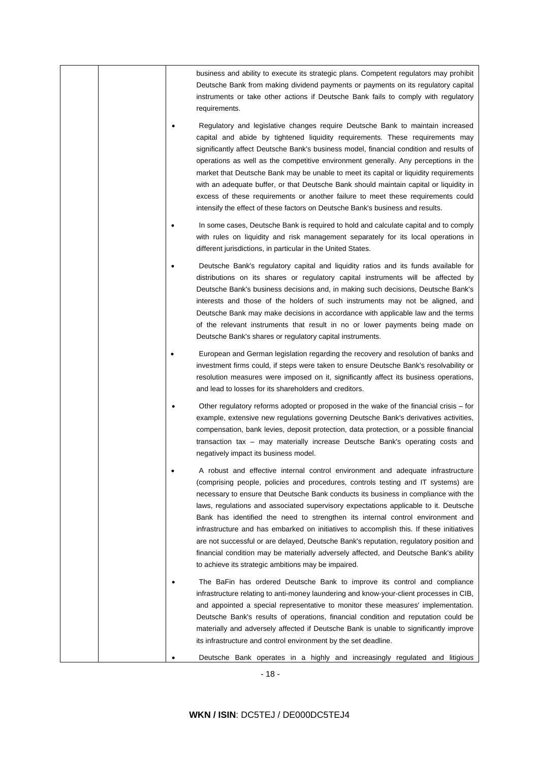business and ability to execute its strategic plans. Competent regulators may prohibit Deutsche Bank from making dividend payments or payments on its regulatory capital instruments or take other actions if Deutsche Bank fails to comply with regulatory requirements.

- Regulatory and legislative changes require Deutsche Bank to maintain increased capital and abide by tightened liquidity requirements. These requirements may significantly affect Deutsche Bank's business model, financial condition and results of operations as well as the competitive environment generally. Any perceptions in the market that Deutsche Bank may be unable to meet its capital or liquidity requirements with an adequate buffer, or that Deutsche Bank should maintain capital or liquidity in excess of these requirements or another failure to meet these requirements could intensify the effect of these factors on Deutsche Bank's business and results.

- In some cases, Deutsche Bank is required to hold and calculate capital and to comply with rules on liquidity and risk management separately for its local operations in different jurisdictions, in particular in the United States.

- Deutsche Bank's regulatory capital and liquidity ratios and its funds available for distributions on its shares or regulatory capital instruments will be affected by Deutsche Bank's business decisions and, in making such decisions, Deutsche Bank's interests and those of the holders of such instruments may not be aligned, and Deutsche Bank may make decisions in accordance with applicable law and the terms of the relevant instruments that result in no or lower payments being made on Deutsche Bank's shares or regulatory capital instruments.

- European and German legislation regarding the recovery and resolution of banks and investment firms could, if steps were taken to ensure Deutsche Bank's resolvability or resolution measures were imposed on it, significantly affect its business operations, and lead to losses for its shareholders and creditors.

- Other regulatory reforms adopted or proposed in the wake of the financial crisis – for example, extensive new regulations governing Deutsche Bank's derivatives activities, compensation, bank levies, deposit protection, data protection, or a possible financial transaction tax – may materially increase Deutsche Bank's operating costs and negatively impact its business model.

- A robust and effective internal control environment and adequate infrastructure (comprising people, policies and procedures, controls testing and IT systems) are necessary to ensure that Deutsche Bank conducts its business in compliance with the laws, regulations and associated supervisory expectations applicable to it. Deutsche Bank has identified the need to strengthen its internal control environment and infrastructure and has embarked on initiatives to accomplish this. If these initiatives are not successful or are delayed, Deutsche Bank's reputation, regulatory position and financial condition may be materially adversely affected, and Deutsche Bank's ability to achieve its strategic ambitions may be impaired.

- The BaFin has ordered Deutsche Bank to improve its control and compliance infrastructure relating to anti-money laundering and know-your-client processes in CIB, and appointed a special representative to monitor these measures' implementation. Deutsche Bank's results of operations, financial condition and reputation could be materially and adversely affected if Deutsche Bank is unable to significantly improve its infrastructure and control environment by the set deadline.

- Deutsche Bank operates in a highly and increasingly regulated and litigious

**WKN / ISIN**: DC5TEJ / DE000DC5TEJ4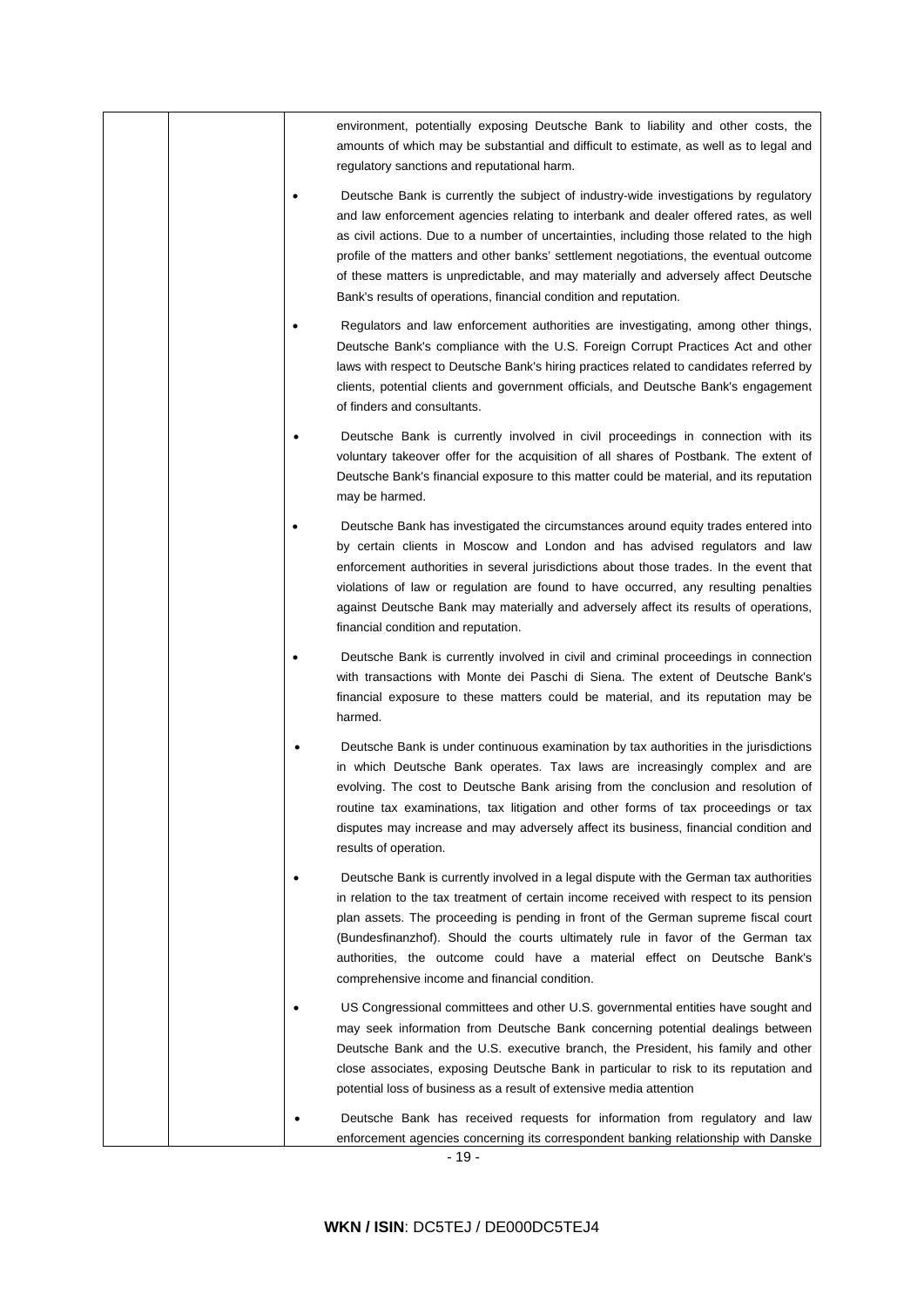environment, potentially exposing Deutsche Bank to liability and other costs, the amounts of which may be substantial and difficult to estimate, as well as to legal and regulatory sanctions and reputational harm.

- Deutsche Bank is currently the subject of industry-wide investigations by regulatory and law enforcement agencies relating to interbank and dealer offered rates, as well as civil actions. Due to a number of uncertainties, including those related to the high profile of the matters and other banks' settlement negotiations, the eventual outcome of these matters is unpredictable, and may materially and adversely affect Deutsche Bank's results of operations, financial condition and reputation.
- Regulators and law enforcement authorities are investigating, among other things, Deutsche Bank's compliance with the U.S. Foreign Corrupt Practices Act and other laws with respect to Deutsche Bank's hiring practices related to candidates referred by clients, potential clients and government officials, and Deutsche Bank's engagement of finders and consultants.
- Deutsche Bank is currently involved in civil proceedings in connection with its voluntary takeover offer for the acquisition of all shares of Postbank. The extent of Deutsche Bank's financial exposure to this matter could be material, and its reputation may be harmed.
- Deutsche Bank has investigated the circumstances around equity trades entered into by certain clients in Moscow and London and has advised regulators and law enforcement authorities in several jurisdictions about those trades. In the event that violations of law or regulation are found to have occurred, any resulting penalties against Deutsche Bank may materially and adversely affect its results of operations, financial condition and reputation.
- Deutsche Bank is currently involved in civil and criminal proceedings in connection with transactions with Monte dei Paschi di Siena. The extent of Deutsche Bank's financial exposure to these matters could be material, and its reputation may be harmed.
- Deutsche Bank is under continuous examination by tax authorities in the jurisdictions in which Deutsche Bank operates. Tax laws are increasingly complex and are evolving. The cost to Deutsche Bank arising from the conclusion and resolution of routine tax examinations, tax litigation and other forms of tax proceedings or tax disputes may increase and may adversely affect its business, financial condition and results of operation.
- Deutsche Bank is currently involved in a legal dispute with the German tax authorities in relation to the tax treatment of certain income received with respect to its pension plan assets. The proceeding is pending in front of the German supreme fiscal court (Bundesfinanzhof). Should the courts ultimately rule in favor of the German tax authorities, the outcome could have a material effect on Deutsche Bank's comprehensive income and financial condition.
- US Congressional committees and other U.S. governmental entities have sought and may seek information from Deutsche Bank concerning potential dealings between Deutsche Bank and the U.S. executive branch, the President, his family and other close associates, exposing Deutsche Bank in particular to risk to its reputation and potential loss of business as a result of extensive media attention
- Deutsche Bank has received requests for information from regulatory and law enforcement agencies concerning its correspondent banking relationship with Danske

**WKN / ISIN**: DC5TEJ / DE000DC5TEJ4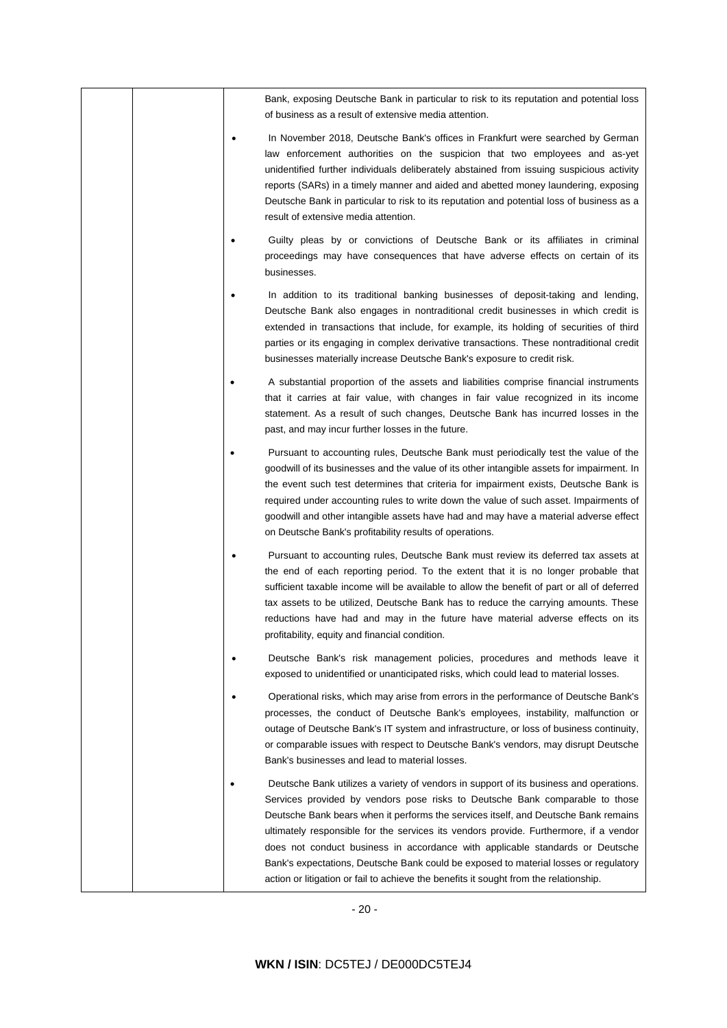| | | Bank, exposing Deutsche Bank in particular to risk to its reputation and potential loss of business as a result of extensive media attention.<br><br>• In November 2018, Deutsche Bank's offices in Frankfurt were searched by German law enforcement authorities on the suspicion that two employees and as-yet unidentified further individuals deliberately abstained from issuing suspicious activity reports (SARs) in a timely manner and aided and abetted money laundering, exposing Deutsche Bank in particular to risk to its reputation and potential loss of business as a result of extensive media attention.<br><br>• Guilty pleas by or convictions of Deutsche Bank or its affiliates in criminal proceedings may have consequences that have adverse effects on certain of its businesses.<br><br>• In addition to its traditional banking businesses of deposit-taking and lending, Deutsche Bank also engages in nontraditional credit businesses in which credit is extended in transactions that include, for example, its holding of securities of third parties or its engaging in complex derivative transactions. These nontraditional credit businesses materially increase Deutsche Bank's exposure to credit risk.<br><br>• A substantial proportion of the assets and liabilities comprise financial instruments that it carries at fair value, with changes in fair value recognized in its income statement. As a result of such changes, Deutsche Bank has incurred losses in the past, and may incur further losses in the future.<br><br>• Pursuant to accounting rules, Deutsche Bank must periodically test the value of the goodwill of its businesses and the value of its other intangible assets for impairment. In the event such test determines that criteria for impairment exists, Deutsche Bank is required under accounting rules to write down the value of such asset. Impairments of goodwill and other intangible assets have had and may have a material adverse effect on Deutsche Bank's profitability results of operations.<br><br>• Pursuant to accounting rules, Deutsche Bank must review its deferred tax assets at the end of each reporting period. To the extent that it is no longer probable that sufficient taxable income will be available to allow the benefit of part or all of deferred tax assets to be utilized, Deutsche Bank has to reduce the carrying amounts. These reductions have had and may in the future have material adverse effects on its profitability, equity and financial condition.<br><br>• Deutsche Bank's risk management policies, procedures and methods leave it exposed to unidentified or unanticipated risks, which could lead to material losses.<br><br>• Operational risks, which may arise from errors in the performance of Deutsche Bank's processes, the conduct of Deutsche Bank's employees, instability, malfunction or outage of Deutsche Bank's IT system and infrastructure, or loss of business continuity, or comparable issues with respect to Deutsche Bank's vendors, may disrupt Deutsche Bank's businesses and lead to material losses.<br><br>• Deutsche Bank utilizes a variety of vendors in support of its business and operations. Services provided by vendors pose risks to Deutsche Bank comparable to those Deutsche Bank bears when it performs the services itself, and Deutsche Bank remains ultimately responsible for the services its vendors provide. Furthermore, if a vendor does not conduct business in accordance with applicable standards or Deutsche Bank's expectations, Deutsche Bank could be exposed to material losses or regulatory action or litigation or fail to achieve the benefits it sought from the relationship. |
|---|---|---|

**WKN / ISIN**: DC5TEJ / DE000DC5TEJ4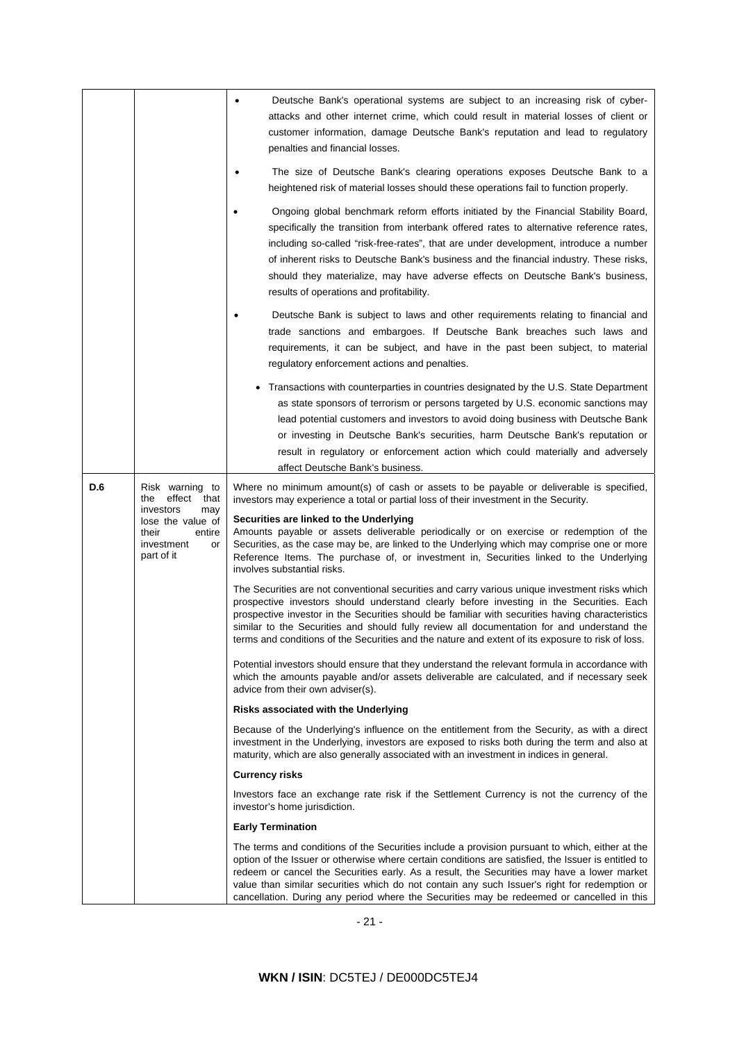| | | |
|---|---|---|
| | | • Deutsche Bank's operational systems are subject to an increasing risk of cyber-attacks and other internet crime, which could result in material losses of client or customer information, damage Deutsche Bank's reputation and lead to regulatory penalties and financial losses.<br><br>• The size of Deutsche Bank's clearing operations exposes Deutsche Bank to a heightened risk of material losses should these operations fail to function properly.<br><br>• Ongoing global benchmark reform efforts initiated by the Financial Stability Board, specifically the transition from interbank offered rates to alternative reference rates, including so-called "risk-free-rates", that are under development, introduce a number of inherent risks to Deutsche Bank's business and the financial industry. These risks, should they materialize, may have adverse effects on Deutsche Bank's business, results of operations and profitability.<br><br>• Deutsche Bank is subject to laws and other requirements relating to financial and trade sanctions and embargoes. If Deutsche Bank breaches such laws and requirements, it can be subject, and have in the past been subject, to material regulatory enforcement actions and penalties.<br><br>• Transactions with counterparties in countries designated by the U.S. State Department as state sponsors of terrorism or persons targeted by U.S. economic sanctions may lead potential customers and investors to avoid doing business with Deutsche Bank or investing in Deutsche Bank's securities, harm Deutsche Bank's reputation or result in regulatory or enforcement action which could materially and adversely affect Deutsche Bank's business. |
| **D.6** | Risk warning to the effect that investors may lose the value of their entire investment or part of it | Where no minimum amount(s) of cash or assets to be payable or deliverable is specified, investors may experience a total or partial loss of their investment in the Security.<br><br>**Securities are linked to the Underlying**<br>Amounts payable or assets deliverable periodically or on exercise or redemption of the Securities, as the case may be, are linked to the Underlying which may comprise one or more Reference Items. The purchase of, or investment in, Securities linked to the Underlying involves substantial risks.<br><br>The Securities are not conventional securities and carry various unique investment risks which prospective investors should understand clearly before investing in the Securities. Each prospective investor in the Securities should be familiar with securities having characteristics similar to the Securities and should fully review all documentation for and understand the terms and conditions of the Securities and the nature and extent of its exposure to risk of loss.<br><br>Potential investors should ensure that they understand the relevant formula in accordance with which the amounts payable and/or assets deliverable are calculated, and if necessary seek advice from their own adviser(s).<br><br>**Risks associated with the Underlying**<br><br>Because of the Underlying's influence on the entitlement from the Security, as with a direct investment in the Underlying, investors are exposed to risks both during the term and also at maturity, which are also generally associated with an investment in indices in general.<br><br>**Currency risks**<br><br>Investors face an exchange rate risk if the Settlement Currency is not the currency of the investor's home jurisdiction.<br><br>**Early Termination**<br><br>The terms and conditions of the Securities include a provision pursuant to which, either at the option of the Issuer or otherwise where certain conditions are satisfied, the Issuer is entitled to redeem or cancel the Securities early. As a result, the Securities may have a lower market value than similar securities which do not contain any such Issuer's right for redemption or cancellation. During any period where the Securities may be redeemed or cancelled in this |

**WKN / ISIN**: DC5TEJ / DE000DC5TEJ4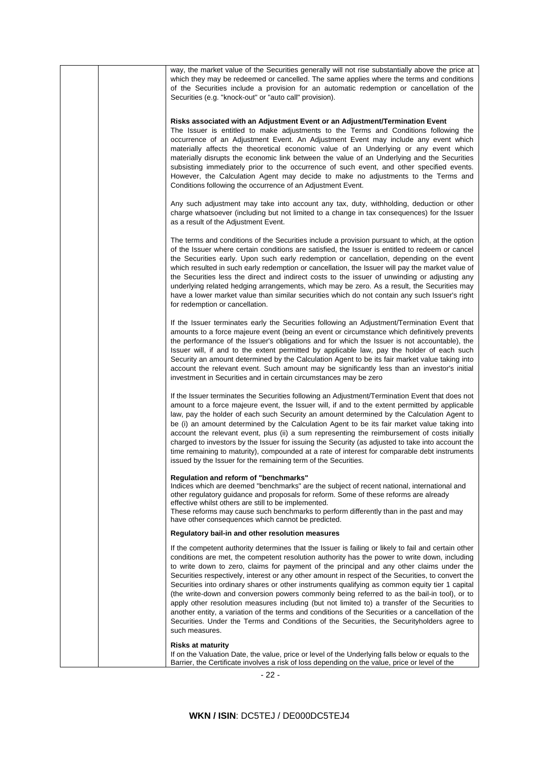way, the market value of the Securities generally will not rise substantially above the price at which they may be redeemed or cancelled. The same applies where the terms and conditions of the Securities include a provision for an automatic redemption or cancellation of the Securities (e.g. "knock-out" or "auto call" provision).

**Risks associated with an Adjustment Event or an Adjustment/Termination Event**

The Issuer is entitled to make adjustments to the Terms and Conditions following the occurrence of an Adjustment Event. An Adjustment Event may include any event which materially affects the theoretical economic value of an Underlying or any event which materially disrupts the economic link between the value of an Underlying and the Securities subsisting immediately prior to the occurrence of such event, and other specified events. However, the Calculation Agent may decide to make no adjustments to the Terms and Conditions following the occurrence of an Adjustment Event.

Any such adjustment may take into account any tax, duty, withholding, deduction or other charge whatsoever (including but not limited to a change in tax consequences) for the Issuer as a result of the Adjustment Event.

The terms and conditions of the Securities include a provision pursuant to which, at the option of the Issuer where certain conditions are satisfied, the Issuer is entitled to redeem or cancel the Securities early. Upon such early redemption or cancellation, depending on the event which resulted in such early redemption or cancellation, the Issuer will pay the market value of the Securities less the direct and indirect costs to the issuer of unwinding or adjusting any underlying related hedging arrangements, which may be zero. As a result, the Securities may have a lower market value than similar securities which do not contain any such Issuer's right for redemption or cancellation.

If the Issuer terminates early the Securities following an Adjustment/Termination Event that amounts to a force majeure event (being an event or circumstance which definitively prevents the performance of the Issuer's obligations and for which the Issuer is not accountable), the Issuer will, if and to the extent permitted by applicable law, pay the holder of each such Security an amount determined by the Calculation Agent to be its fair market value taking into account the relevant event. Such amount may be significantly less than an investor's initial investment in Securities and in certain circumstances may be zero

If the Issuer terminates the Securities following an Adjustment/Termination Event that does not amount to a force majeure event, the Issuer will, if and to the extent permitted by applicable law, pay the holder of each such Security an amount determined by the Calculation Agent to be (i) an amount determined by the Calculation Agent to be its fair market value taking into account the relevant event, plus (ii) a sum representing the reimbursement of costs initially charged to investors by the Issuer for issuing the Security (as adjusted to take into account the time remaining to maturity), compounded at a rate of interest for comparable debt instruments issued by the Issuer for the remaining term of the Securities.

**Regulation and reform of "benchmarks"**

Indices which are deemed "benchmarks" are the subject of recent national, international and other regulatory guidance and proposals for reform. Some of these reforms are already effective whilst others are still to be implemented.

These reforms may cause such benchmarks to perform differently than in the past and may have other consequences which cannot be predicted.

**Regulatory bail-in and other resolution measures**

If the competent authority determines that the Issuer is failing or likely to fail and certain other conditions are met, the competent resolution authority has the power to write down, including to write down to zero, claims for payment of the principal and any other claims under the Securities respectively, interest or any other amount in respect of the Securities, to convert the Securities into ordinary shares or other instruments qualifying as common equity tier 1 capital (the write-down and conversion powers commonly being referred to as the bail-in tool), or to apply other resolution measures including (but not limited to) a transfer of the Securities to another entity, a variation of the terms and conditions of the Securities or a cancellation of the Securities. Under the Terms and Conditions of the Securities, the Securityholders agree to such measures.

**Risks at maturity**

If on the Valuation Date, the value, price or level of the Underlying falls below or equals to the Barrier, the Certificate involves a risk of loss depending on the value, price or level of the

**WKN / ISIN**: DC5TEJ / DE000DC5TEJ4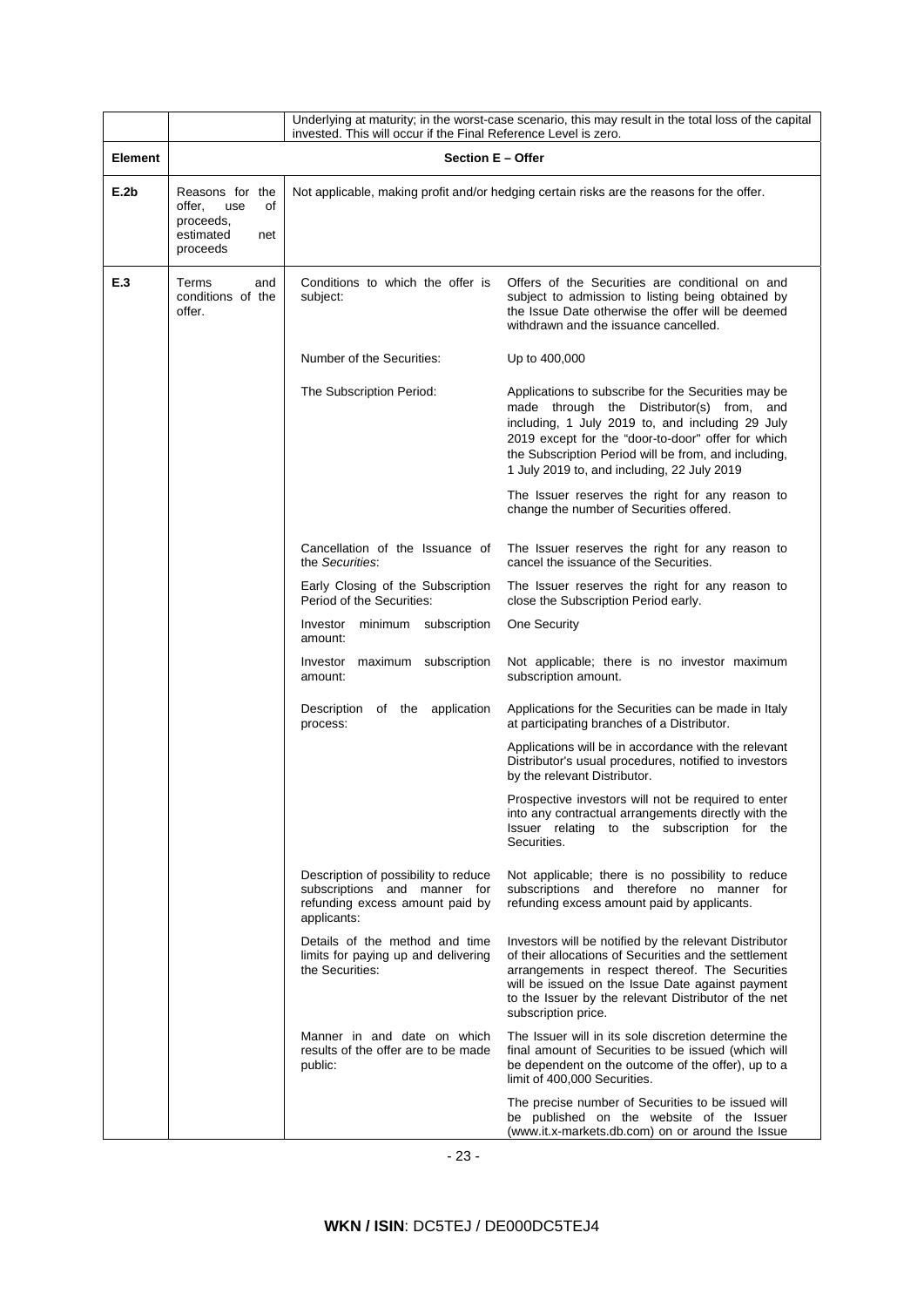| | | | |
|---|---|---|---|
| | | Underlying at maturity; in the worst-case scenario, this may result in the total loss of the capital invested. This will occur if the Final Reference Level is zero. | |
| **Element** | **Section E – Offer** | | |
| **E.2b** | Reasons for the offer, use of proceeds, estimated net proceeds | Not applicable, making profit and/or hedging certain risks are the reasons for the offer. | |
| **E.3** | Terms and conditions of the offer. | Conditions to which the offer is subject: | Offers of the Securities are conditional on and subject to admission to listing being obtained by the Issue Date otherwise the offer will be deemed withdrawn and the issuance cancelled. |
| | | Number of the Securities: | Up to 400,000 |
| | | The Subscription Period: | Applications to subscribe for the Securities may be made through the Distributor(s) from, and including, 1 July 2019 to, and including 29 July 2019 except for the "door-to-door" offer for which the Subscription Period will be from, and including, 1 July 2019 to, and including, 22 July 2019<br><br>The Issuer reserves the right for any reason to change the number of Securities offered. |
| | | Cancellation of the Issuance of the *Securities*: | The Issuer reserves the right for any reason to cancel the issuance of the Securities. |
| | | Early Closing of the Subscription Period of the Securities: | The Issuer reserves the right for any reason to close the Subscription Period early. |
| | | Investor minimum subscription amount: | One Security |
| | | Investor maximum subscription amount: | Not applicable; there is no investor maximum subscription amount. |
| | | Description of the application process: | Applications for the Securities can be made in Italy at participating branches of a Distributor.<br><br>Applications will be in accordance with the relevant Distributor's usual procedures, notified to investors by the relevant Distributor.<br><br>Prospective investors will not be required to enter into any contractual arrangements directly with the Issuer relating to the subscription for the Securities. |
| | | Description of possibility to reduce subscriptions and manner for refunding excess amount paid by applicants: | Not applicable; there is no possibility to reduce subscriptions and therefore no manner for refunding excess amount paid by applicants. |
| | | Details of the method and time limits for paying up and delivering the Securities: | Investors will be notified by the relevant Distributor of their allocations of Securities and the settlement arrangements in respect thereof. The Securities will be issued on the Issue Date against payment to the Issuer by the relevant Distributor of the net subscription price. |
| | | Manner in and date on which results of the offer are to be made public: | The Issuer will in its sole discretion determine the final amount of Securities to be issued (which will be dependent on the outcome of the offer), up to a limit of 400,000 Securities.<br><br>The precise number of Securities to be issued will be published on the website of the Issuer (www.it.x-markets.db.com) on or around the Issue |

**WKN / ISIN**: DC5TEJ / DE000DC5TEJ4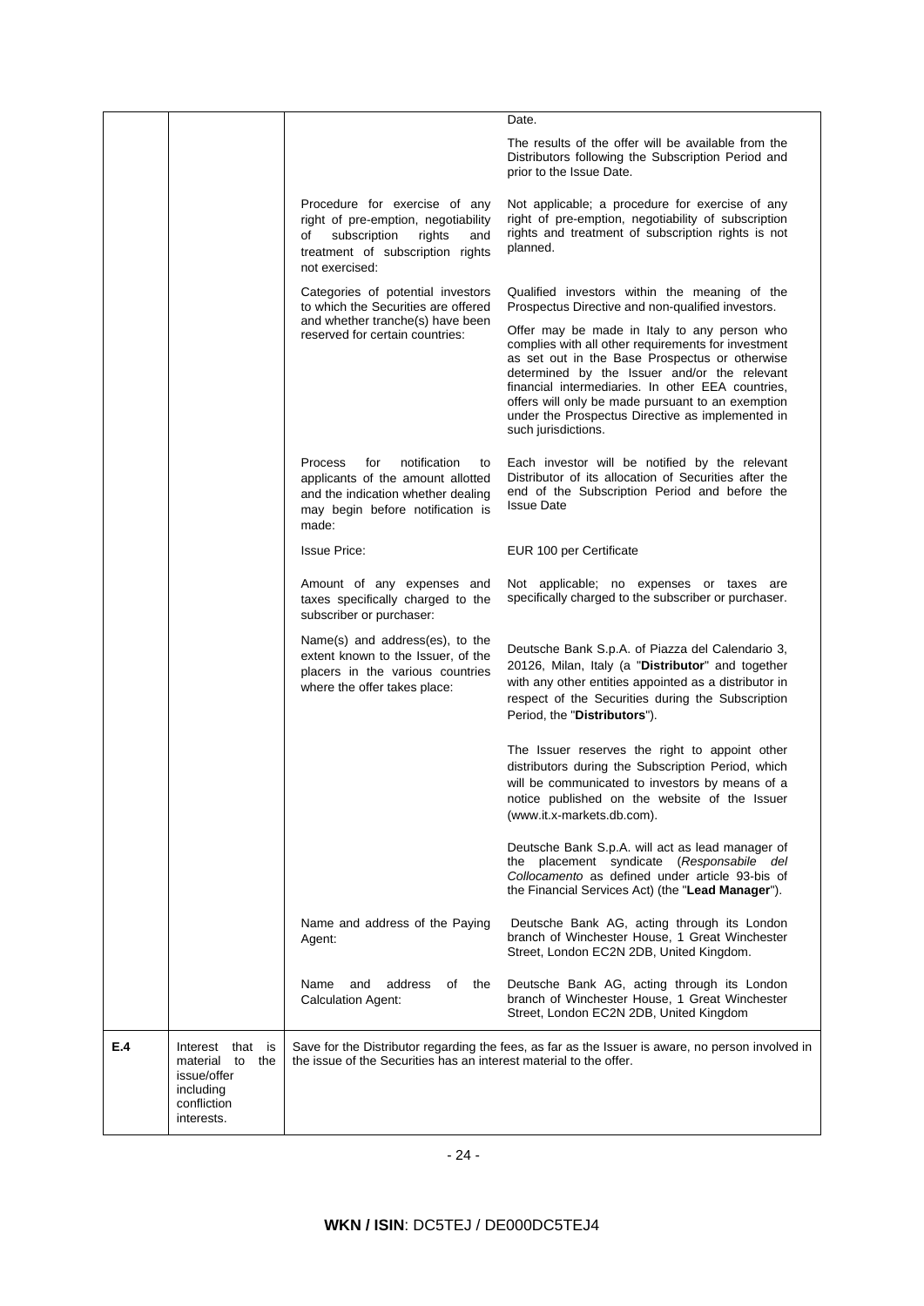| | | | |
|---|---|---|---|
| | | | Date.<br><br>The results of the offer will be available from the Distributors following the Subscription Period and prior to the Issue Date. |
| | | Procedure for exercise of any right of pre-emption, negotiability of subscription rights and treatment of subscription rights not exercised: | Not applicable; a procedure for exercise of any right of pre-emption, negotiability of subscription rights and treatment of subscription rights is not planned. |
| | | Categories of potential investors to which the Securities are offered and whether tranche(s) have been reserved for certain countries: | Qualified investors within the meaning of the Prospectus Directive and non-qualified investors.<br><br>Offer may be made in Italy to any person who complies with all other requirements for investment as set out in the Base Prospectus or otherwise determined by the Issuer and/or the relevant financial intermediaries. In other EEA countries, offers will only be made pursuant to an exemption under the Prospectus Directive as implemented in such jurisdictions. |
| | | Process for notification to applicants of the amount allotted and the indication whether dealing may begin before notification is made: | Each investor will be notified by the relevant Distributor of its allocation of Securities after the end of the Subscription Period and before the Issue Date |
| | | Issue Price: | EUR 100 per Certificate |
| | | Amount of any expenses and taxes specifically charged to the subscriber or purchaser: | Not applicable; no expenses or taxes are specifically charged to the subscriber or purchaser. |
| | | Name(s) and address(es), to the extent known to the Issuer, of the placers in the various countries where the offer takes place: | Deutsche Bank S.p.A. of Piazza del Calendario 3, 20126, Milan, Italy (a "**Distributor**" and together with any other entities appointed as a distributor in respect of the Securities during the Subscription Period, the "**Distributors**").<br><br>The Issuer reserves the right to appoint other distributors during the Subscription Period, which will be communicated to investors by means of a notice published on the website of the Issuer (www.it.x-markets.db.com).<br><br>Deutsche Bank S.p.A. will act as lead manager of the placement syndicate (*Responsabile del Collocamento* as defined under article 93-bis of the Financial Services Act) (the "**Lead Manager**"). |
| | | Name and address of the Paying Agent: | Deutsche Bank AG, acting through its London branch of Winchester House, 1 Great Winchester Street, London EC2N 2DB, United Kingdom. |
| | | Name and address of the Calculation Agent: | Deutsche Bank AG, acting through its London branch of Winchester House, 1 Great Winchester Street, London EC2N 2DB, United Kingdom |
| **E.4** | Interest that is material to the issue/offer including confliction interests. | Save for the Distributor regarding the fees, as far as the Issuer is aware, no person involved in the issue of the Securities has an interest material to the offer. | |

**WKN / ISIN**: DC5TEJ / DE000DC5TEJ4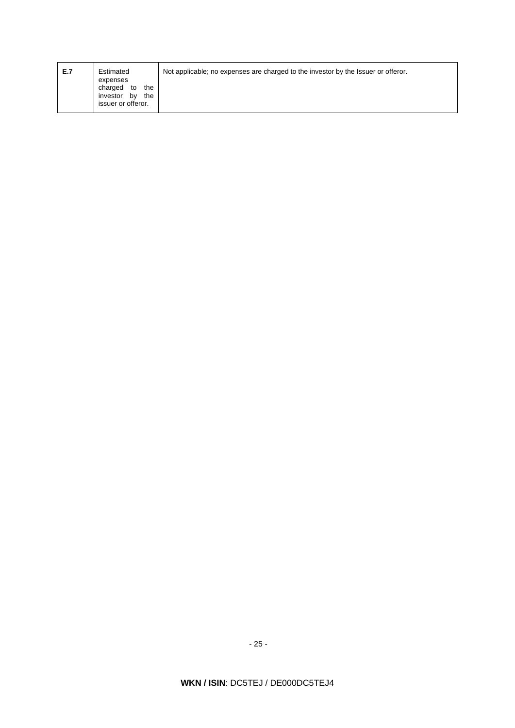| | | |
|---|---|---|
| **E.7** | Estimated expenses charged to the investor by the issuer or offeror. | Not applicable; no expenses are charged to the investor by the Issuer or offeror. |

**WKN / ISIN**: DC5TEJ / DE000DC5TEJ4